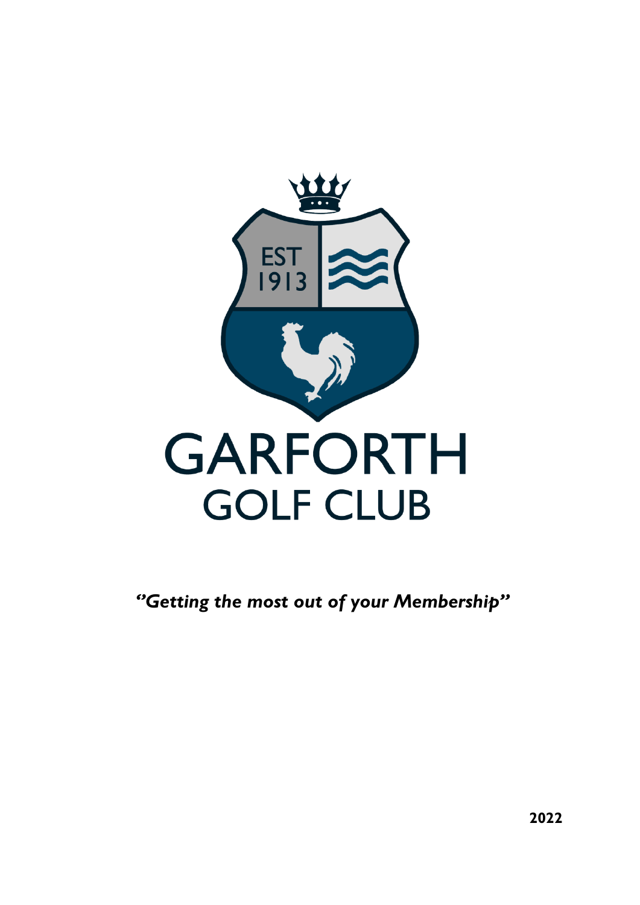EST 1913

# GARFORTH GOLF CLUB

***"Getting the most out of your Membership"***

**2022**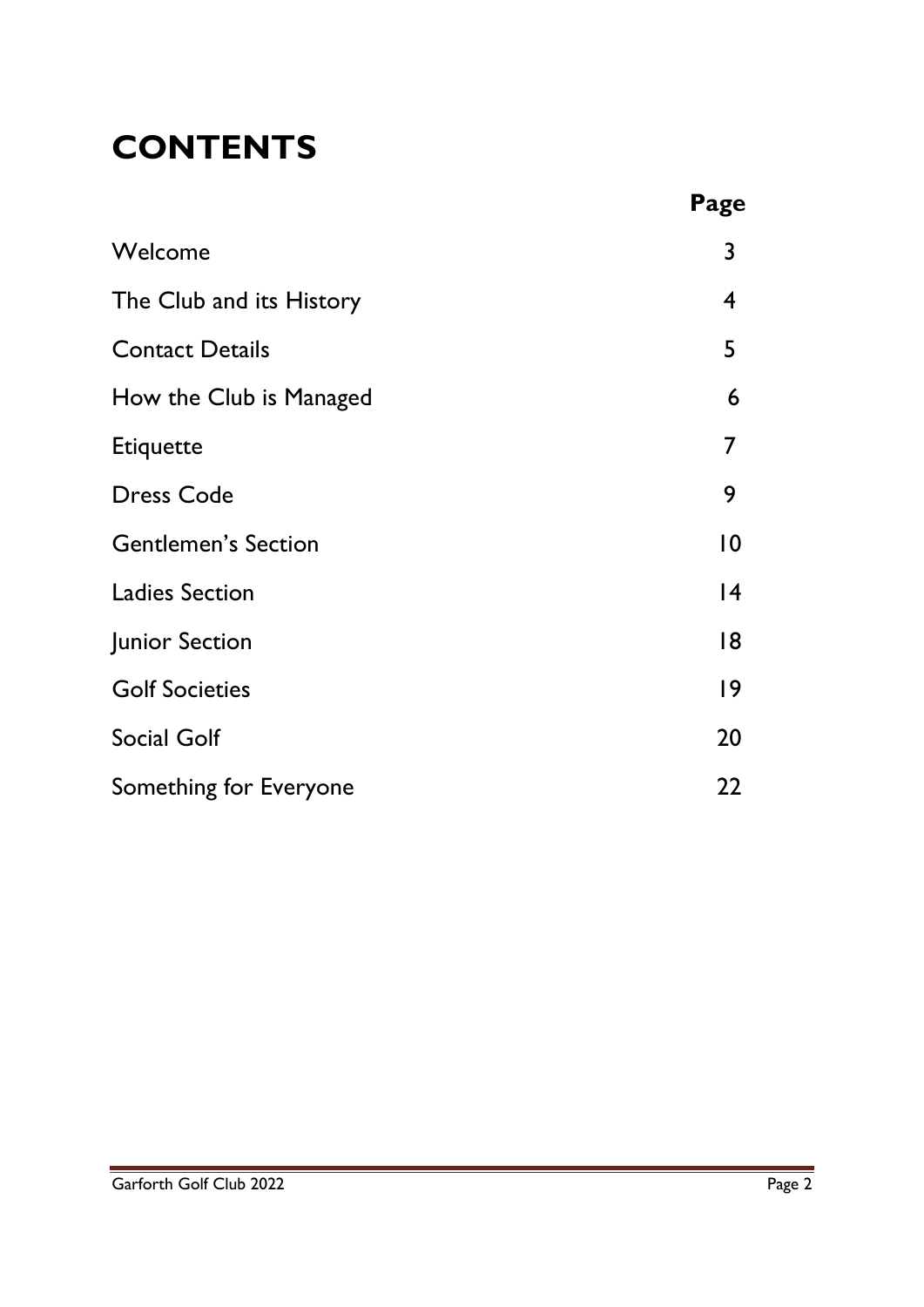# CONTENTS

| | Page |
|---|---|
| Welcome | 3 |
| The Club and its History | 4 |
| Contact Details | 5 |
| How the Club is Managed | 6 |
| Etiquette | 7 |
| Dress Code | 9 |
| Gentlemen's Section | 10 |
| Ladies Section | 14 |
| Junior Section | 18 |
| Golf Societies | 19 |
| Social Golf | 20 |
| Something for Everyone | 22 |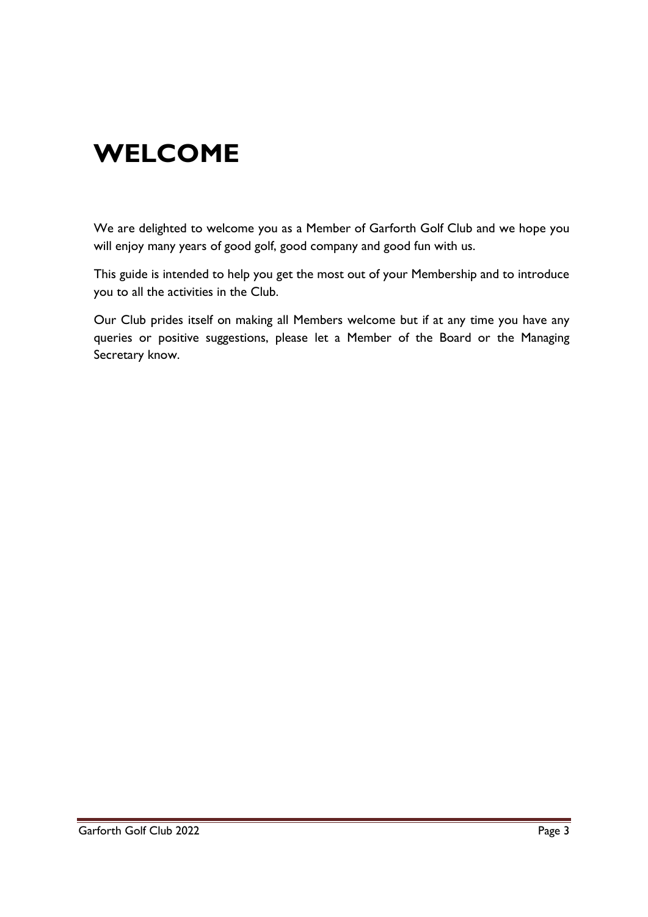# WELCOME

We are delighted to welcome you as a Member of Garforth Golf Club and we hope you will enjoy many years of good golf, good company and good fun with us.

This guide is intended to help you get the most out of your Membership and to introduce you to all the activities in the Club.

Our Club prides itself on making all Members welcome but if at any time you have any queries or positive suggestions, please let a Member of the Board or the Managing Secretary know.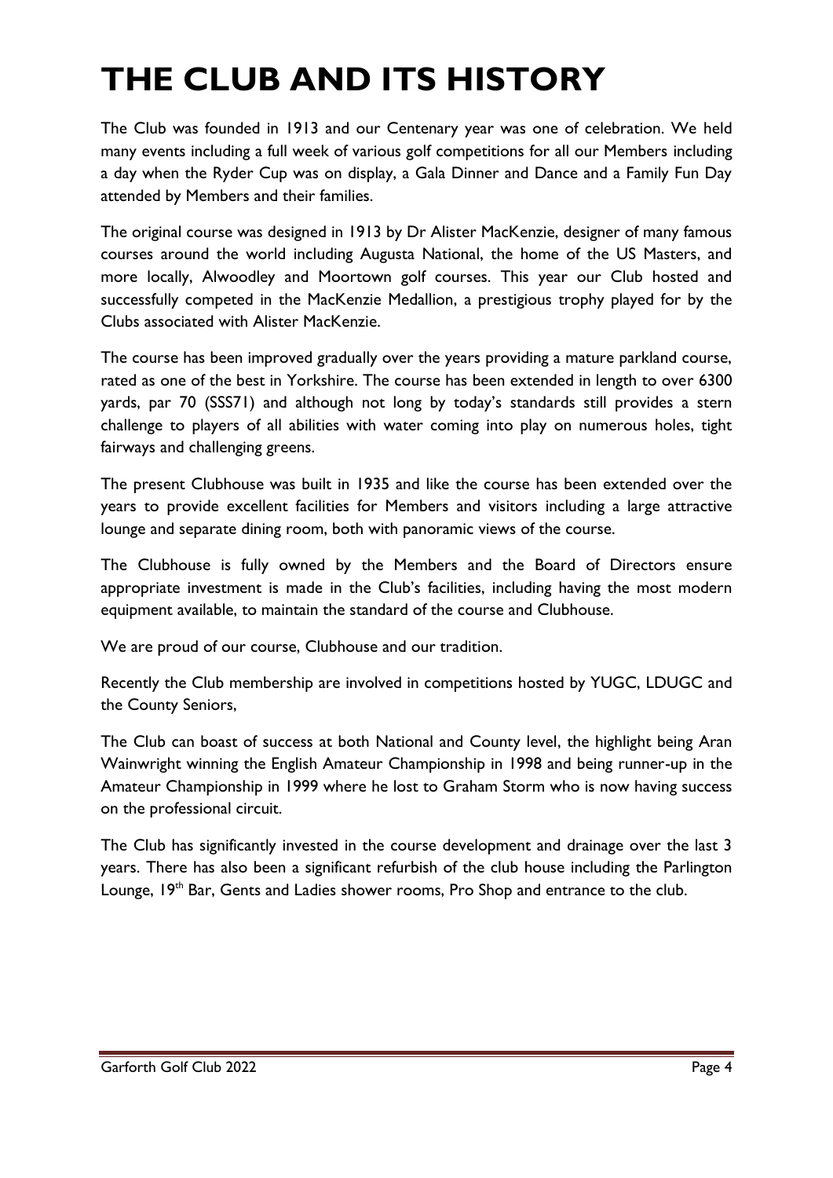# THE CLUB AND ITS HISTORY

The Club was founded in 1913 and our Centenary year was one of celebration. We held many events including a full week of various golf competitions for all our Members including a day when the Ryder Cup was on display, a Gala Dinner and Dance and a Family Fun Day attended by Members and their families.

The original course was designed in 1913 by Dr Alister MacKenzie, designer of many famous courses around the world including Augusta National, the home of the US Masters, and more locally, Alwoodley and Moortown golf courses. This year our Club hosted and successfully competed in the MacKenzie Medallion, a prestigious trophy played for by the Clubs associated with Alister MacKenzie.

The course has been improved gradually over the years providing a mature parkland course, rated as one of the best in Yorkshire. The course has been extended in length to over 6300 yards, par 70 (SSS71) and although not long by today's standards still provides a stern challenge to players of all abilities with water coming into play on numerous holes, tight fairways and challenging greens.

The present Clubhouse was built in 1935 and like the course has been extended over the years to provide excellent facilities for Members and visitors including a large attractive lounge and separate dining room, both with panoramic views of the course.

The Clubhouse is fully owned by the Members and the Board of Directors ensure appropriate investment is made in the Club's facilities, including having the most modern equipment available, to maintain the standard of the course and Clubhouse.

We are proud of our course, Clubhouse and our tradition.

Recently the Club membership are involved in competitions hosted by YUGC, LDUGC and the County Seniors,

The Club can boast of success at both National and County level, the highlight being Aran Wainwright winning the English Amateur Championship in 1998 and being runner-up in the Amateur Championship in 1999 where he lost to Graham Storm who is now having success on the professional circuit.

The Club has significantly invested in the course development and drainage over the last 3 years. There has also been a significant refurbish of the club house including the Parlington Lounge, 19th Bar, Gents and Ladies shower rooms, Pro Shop and entrance to the club.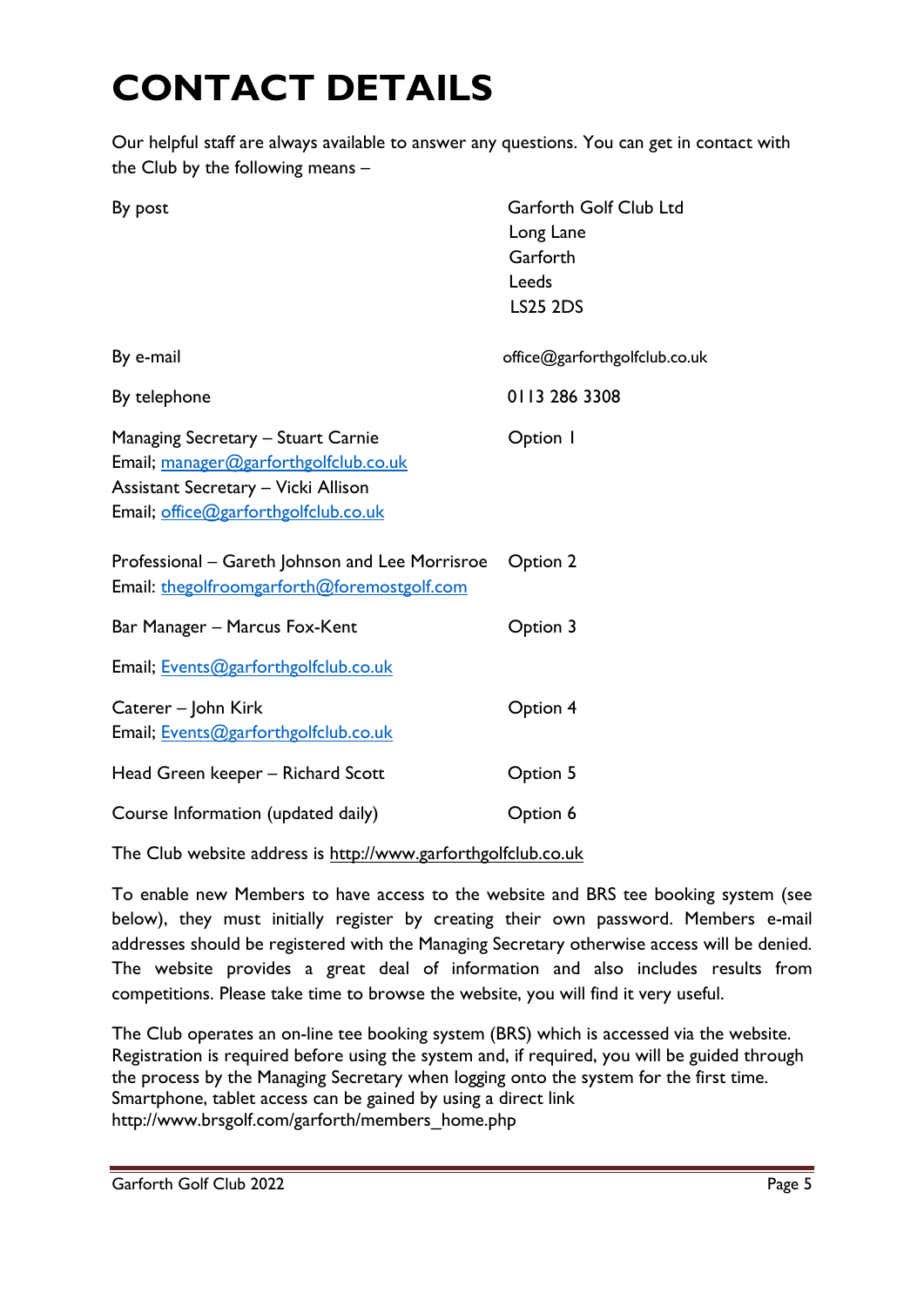# CONTACT DETAILS

Our helpful staff are always available to answer any questions. You can get in contact with the Club by the following means –

| | |
|---|---|
| By post | Garforth Golf Club Ltd<br>Long Lane<br>Garforth<br>Leeds<br>LS25 2DS |
| By e-mail | office@garforthgolfclub.co.uk |
| By telephone | 0113 286 3308 |
| Managing Secretary – Stuart Carnie<br>Email; manager@garforthgolfclub.co.uk<br>Assistant Secretary – Vicki Allison<br>Email; office@garforthgolfclub.co.uk | Option 1 |
| Professional – Gareth Johnson and Lee Morrisroe<br>Email: thegolfroomgarforth@foremostgolf.com | Option 2 |
| Bar Manager – Marcus Fox-Kent<br>Email; Events@garforthgolfclub.co.uk | Option 3 |
| Caterer – John Kirk<br>Email; Events@garforthgolfclub.co.uk | Option 4 |
| Head Green keeper – Richard Scott | Option 5 |
| Course Information (updated daily) | Option 6 |

The Club website address is http://www.garforthgolfclub.co.uk

To enable new Members to have access to the website and BRS tee booking system (see below), they must initially register by creating their own password. Members e-mail addresses should be registered with the Managing Secretary otherwise access will be denied. The website provides a great deal of information and also includes results from competitions. Please take time to browse the website, you will find it very useful.

The Club operates an on-line tee booking system (BRS) which is accessed via the website. Registration is required before using the system and, if required, you will be guided through the process by the Managing Secretary when logging onto the system for the first time. Smartphone, tablet access can be gained by using a direct link http://www.brsgolf.com/garforth/members_home.php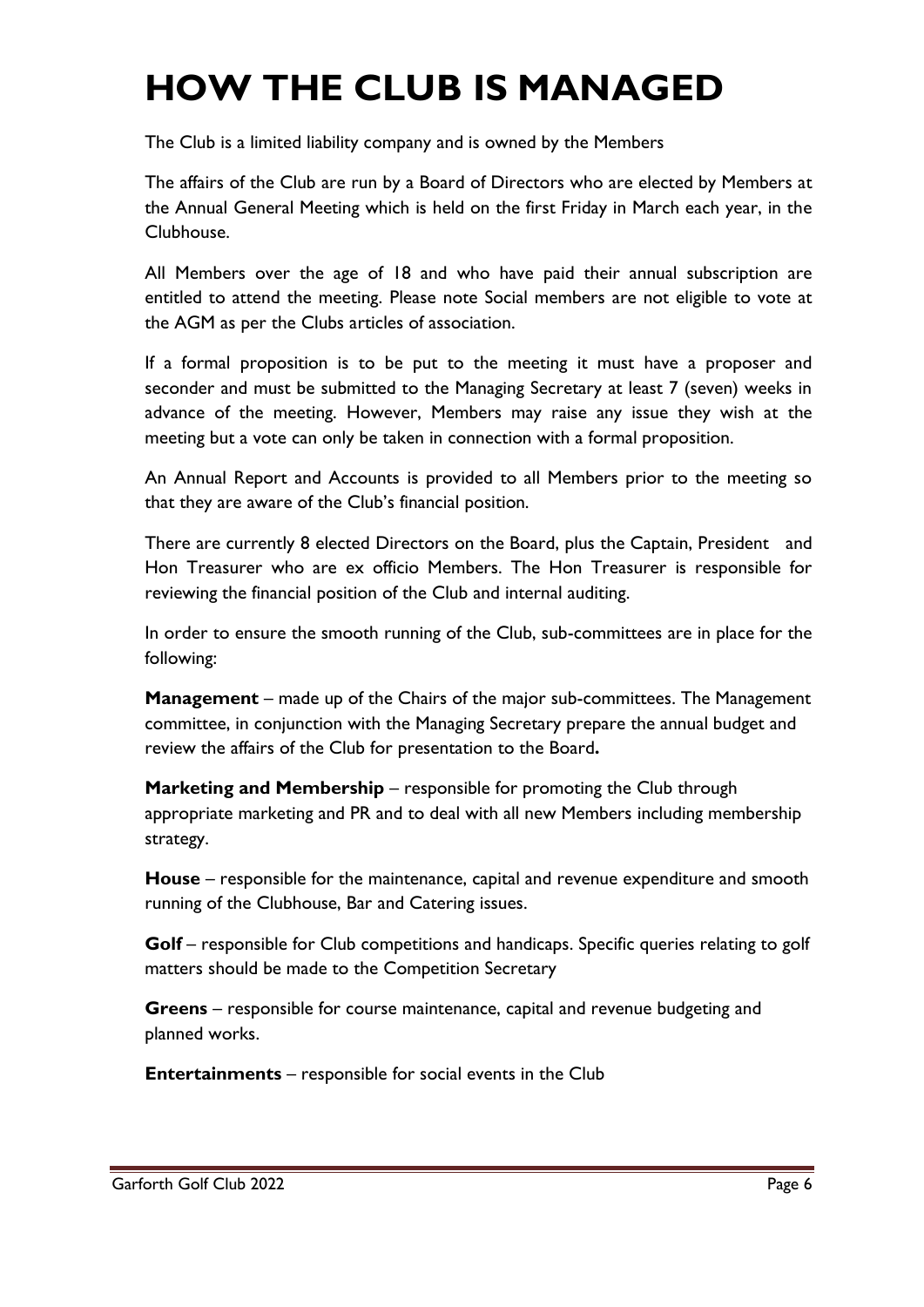# HOW THE CLUB IS MANAGED

The Club is a limited liability company and is owned by the Members

The affairs of the Club are run by a Board of Directors who are elected by Members at the Annual General Meeting which is held on the first Friday in March each year, in the Clubhouse.

All Members over the age of 18 and who have paid their annual subscription are entitled to attend the meeting. Please note Social members are not eligible to vote at the AGM as per the Clubs articles of association.

If a formal proposition is to be put to the meeting it must have a proposer and seconder and must be submitted to the Managing Secretary at least 7 (seven) weeks in advance of the meeting. However, Members may raise any issue they wish at the meeting but a vote can only be taken in connection with a formal proposition.

An Annual Report and Accounts is provided to all Members prior to the meeting so that they are aware of the Club's financial position.

There are currently 8 elected Directors on the Board, plus the Captain, President and Hon Treasurer who are ex officio Members. The Hon Treasurer is responsible for reviewing the financial position of the Club and internal auditing.

In order to ensure the smooth running of the Club, sub-committees are in place for the following:

**Management** – made up of the Chairs of the major sub-committees. The Management committee, in conjunction with the Managing Secretary prepare the annual budget and review the affairs of the Club for presentation to the Board**.**

**Marketing and Membership** – responsible for promoting the Club through appropriate marketing and PR and to deal with all new Members including membership strategy.

**House** – responsible for the maintenance, capital and revenue expenditure and smooth running of the Clubhouse, Bar and Catering issues.

**Golf** – responsible for Club competitions and handicaps. Specific queries relating to golf matters should be made to the Competition Secretary

**Greens** – responsible for course maintenance, capital and revenue budgeting and planned works.

**Entertainments** – responsible for social events in the Club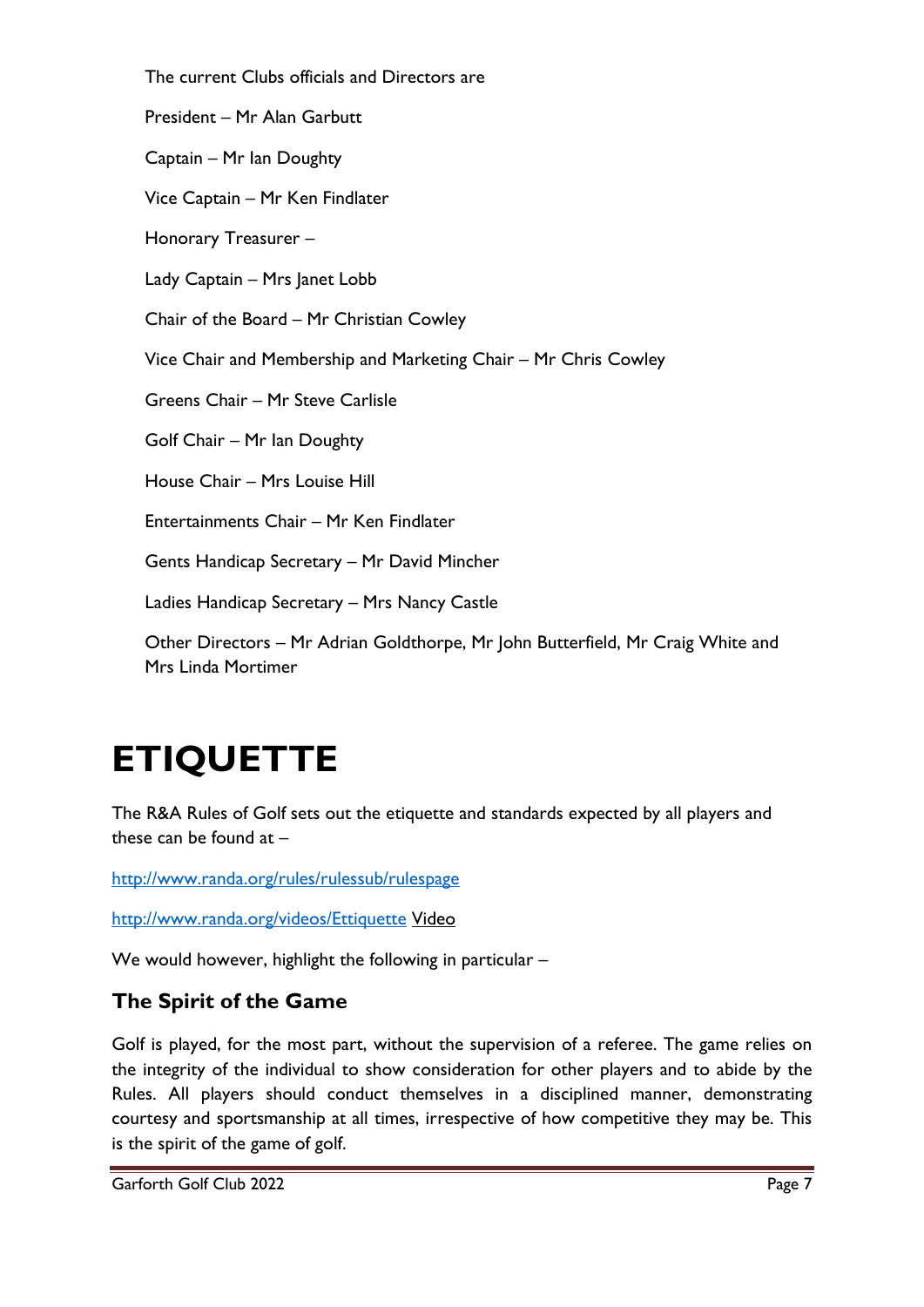The current Clubs officials and Directors are

President – Mr Alan Garbutt

Captain – Mr Ian Doughty

Vice Captain – Mr Ken Findlater

Honorary Treasurer –

Lady Captain – Mrs Janet Lobb

Chair of the Board – Mr Christian Cowley

Vice Chair and Membership and Marketing Chair – Mr Chris Cowley

Greens Chair – Mr Steve Carlisle

Golf Chair – Mr Ian Doughty

House Chair – Mrs Louise Hill

Entertainments Chair – Mr Ken Findlater

Gents Handicap Secretary – Mr David Mincher

Ladies Handicap Secretary – Mrs Nancy Castle

Other Directors – Mr Adrian Goldthorpe, Mr John Butterfield, Mr Craig White and Mrs Linda Mortimer

# ETIQUETTE

The R&A Rules of Golf sets out the etiquette and standards expected by all players and these can be found at –

http://www.randa.org/rules/rulessub/rulespage

http://www.randa.org/videos/Ettiquette Video

We would however, highlight the following in particular –

## The Spirit of the Game

Golf is played, for the most part, without the supervision of a referee. The game relies on the integrity of the individual to show consideration for other players and to abide by the Rules. All players should conduct themselves in a disciplined manner, demonstrating courtesy and sportsmanship at all times, irrespective of how competitive they may be. This is the spirit of the game of golf.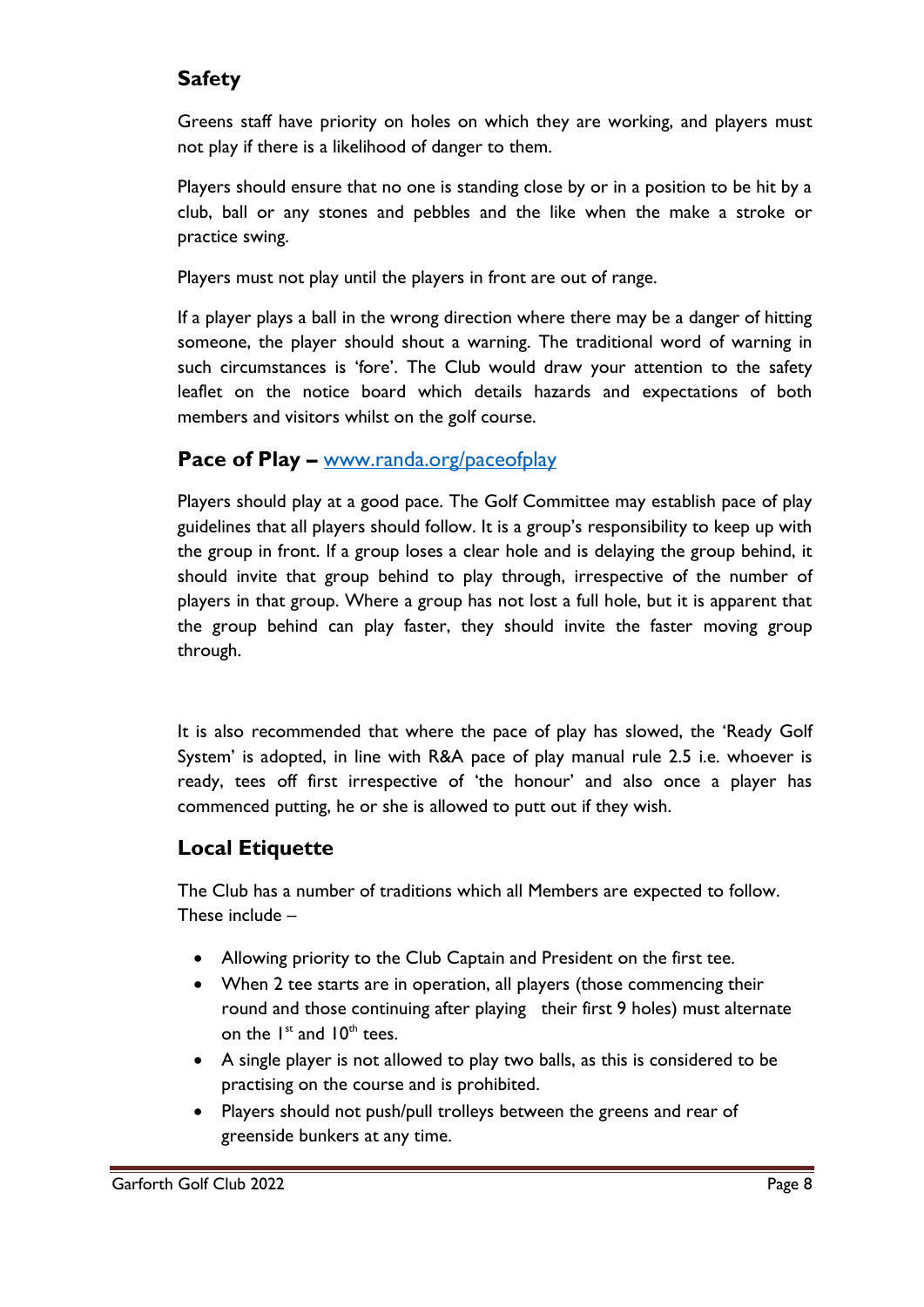## Safety

Greens staff have priority on holes on which they are working, and players must not play if there is a likelihood of danger to them.

Players should ensure that no one is standing close by or in a position to be hit by a club, ball or any stones and pebbles and the like when the make a stroke or practice swing.

Players must not play until the players in front are out of range.

If a player plays a ball in the wrong direction where there may be a danger of hitting someone, the player should shout a warning. The traditional word of warning in such circumstances is 'fore'. The Club would draw your attention to the safety leaflet on the notice board which details hazards and expectations of both members and visitors whilst on the golf course.

## Pace of Play – [www.randa.org/paceofplay](www.randa.org/paceofplay)

Players should play at a good pace. The Golf Committee may establish pace of play guidelines that all players should follow. It is a group's responsibility to keep up with the group in front. If a group loses a clear hole and is delaying the group behind, it should invite that group behind to play through, irrespective of the number of players in that group. Where a group has not lost a full hole, but it is apparent that the group behind can play faster, they should invite the faster moving group through.

It is also recommended that where the pace of play has slowed, the 'Ready Golf System' is adopted, in line with R&A pace of play manual rule 2.5 i.e. whoever is ready, tees off first irrespective of 'the honour' and also once a player has commenced putting, he or she is allowed to putt out if they wish.

## Local Etiquette

The Club has a number of traditions which all Members are expected to follow. These include –

- Allowing priority to the Club Captain and President on the first tee.
- When 2 tee starts are in operation, all players (those commencing their round and those continuing after playing their first 9 holes) must alternate on the 1st and 10th tees.
- A single player is not allowed to play two balls, as this is considered to be practising on the course and is prohibited.
- Players should not push/pull trolleys between the greens and rear of greenside bunkers at any time.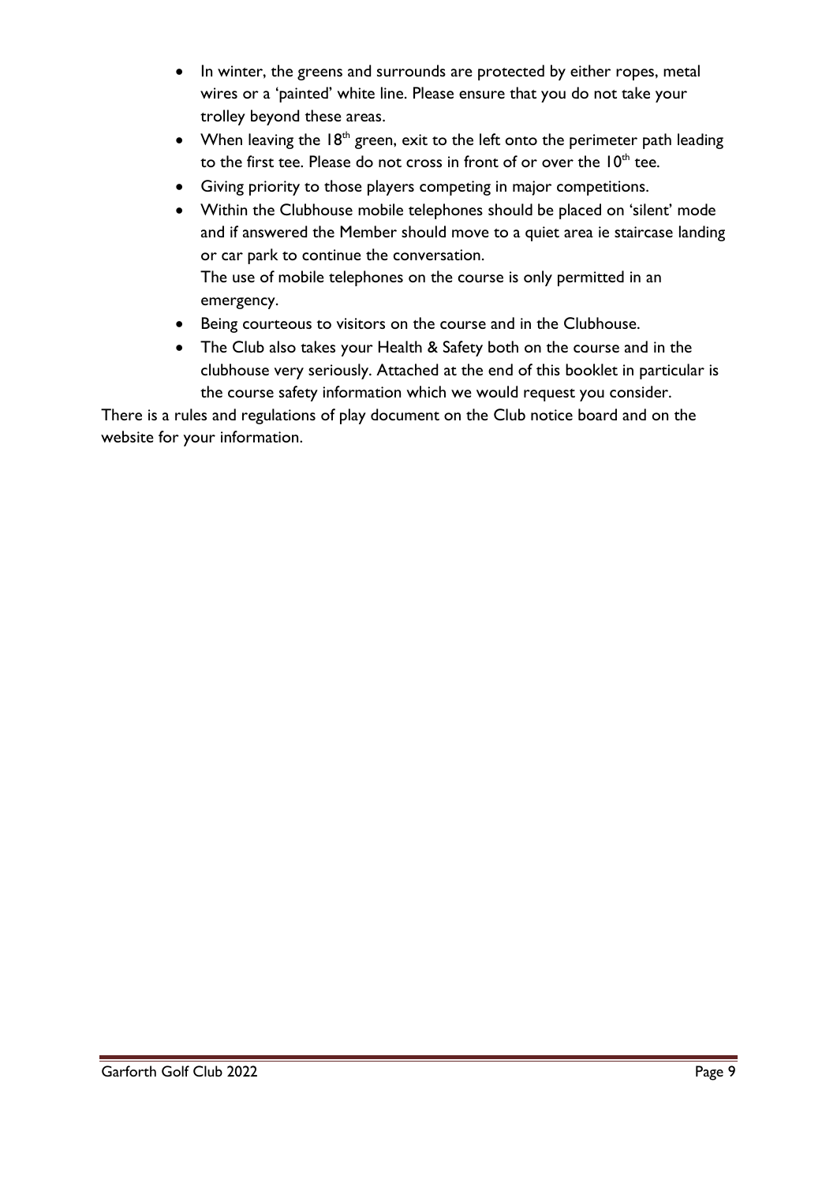- In winter, the greens and surrounds are protected by either ropes, metal wires or a 'painted' white line. Please ensure that you do not take your trolley beyond these areas.
- When leaving the 18th green, exit to the left onto the perimeter path leading to the first tee. Please do not cross in front of or over the 10th tee.
- Giving priority to those players competing in major competitions.
- Within the Clubhouse mobile telephones should be placed on 'silent' mode and if answered the Member should move to a quiet area ie staircase landing or car park to continue the conversation.
  The use of mobile telephones on the course is only permitted in an emergency.
- Being courteous to visitors on the course and in the Clubhouse.
- The Club also takes your Health & Safety both on the course and in the clubhouse very seriously. Attached at the end of this booklet in particular is the course safety information which we would request you consider.

There is a rules and regulations of play document on the Club notice board and on the website for your information.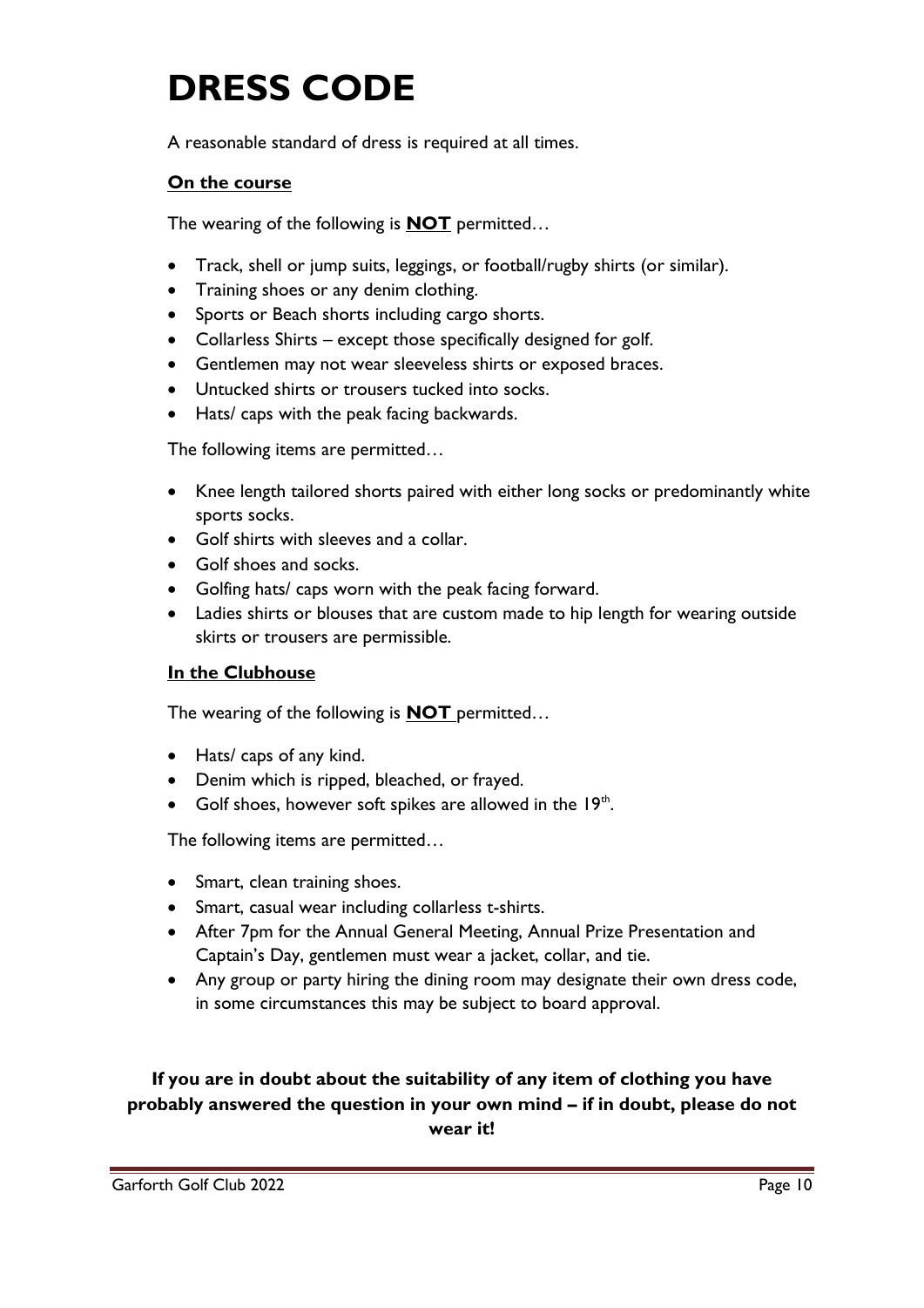# DRESS CODE

A reasonable standard of dress is required at all times.

**On the course**

The wearing of the following is **NOT** permitted…

- Track, shell or jump suits, leggings, or football/rugby shirts (or similar).
- Training shoes or any denim clothing.
- Sports or Beach shorts including cargo shorts.
- Collarless Shirts – except those specifically designed for golf.
- Gentlemen may not wear sleeveless shirts or exposed braces.
- Untucked shirts or trousers tucked into socks.
- Hats/ caps with the peak facing backwards.

The following items are permitted…

- Knee length tailored shorts paired with either long socks or predominantly white sports socks.
- Golf shirts with sleeves and a collar.
- Golf shoes and socks.
- Golfing hats/ caps worn with the peak facing forward.
- Ladies shirts or blouses that are custom made to hip length for wearing outside skirts or trousers are permissible.

**In the Clubhouse**

The wearing of the following is **NOT** permitted…

- Hats/ caps of any kind.
- Denim which is ripped, bleached, or frayed.
- Golf shoes, however soft spikes are allowed in the 19th.

The following items are permitted…

- Smart, clean training shoes.
- Smart, casual wear including collarless t-shirts.
- After 7pm for the Annual General Meeting, Annual Prize Presentation and Captain's Day, gentlemen must wear a jacket, collar, and tie.
- Any group or party hiring the dining room may designate their own dress code, in some circumstances this may be subject to board approval.

**If you are in doubt about the suitability of any item of clothing you have probably answered the question in your own mind – if in doubt, please do not wear it!**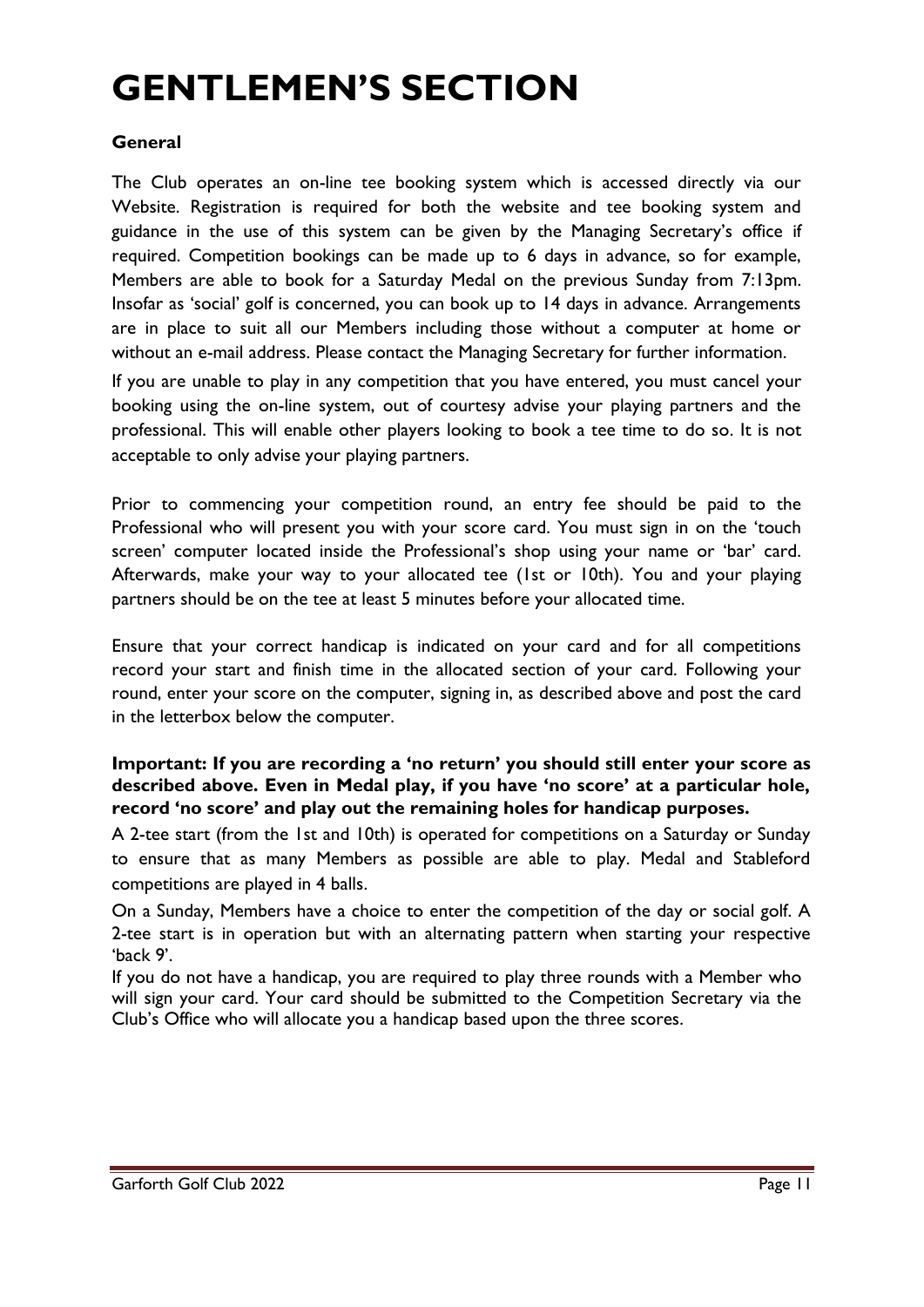# GENTLEMEN'S SECTION

**General**

The Club operates an on-line tee booking system which is accessed directly via our Website. Registration is required for both the website and tee booking system and guidance in the use of this system can be given by the Managing Secretary's office if required. Competition bookings can be made up to 6 days in advance, so for example, Members are able to book for a Saturday Medal on the previous Sunday from 7:13pm. Insofar as 'social' golf is concerned, you can book up to 14 days in advance. Arrangements are in place to suit all our Members including those without a computer at home or without an e-mail address. Please contact the Managing Secretary for further information.

If you are unable to play in any competition that you have entered, you must cancel your booking using the on-line system, out of courtesy advise your playing partners and the professional. This will enable other players looking to book a tee time to do so. It is not acceptable to only advise your playing partners.

Prior to commencing your competition round, an entry fee should be paid to the Professional who will present you with your score card. You must sign in on the 'touch screen' computer located inside the Professional's shop using your name or 'bar' card. Afterwards, make your way to your allocated tee (1st or 10th). You and your playing partners should be on the tee at least 5 minutes before your allocated time.

Ensure that your correct handicap is indicated on your card and for all competitions record your start and finish time in the allocated section of your card. Following your round, enter your score on the computer, signing in, as described above and post the card in the letterbox below the computer.

**Important: If you are recording a 'no return' you should still enter your score as described above. Even in Medal play, if you have 'no score' at a particular hole, record 'no score' and play out the remaining holes for handicap purposes.**

A 2-tee start (from the 1st and 10th) is operated for competitions on a Saturday or Sunday to ensure that as many Members as possible are able to play. Medal and Stableford competitions are played in 4 balls.

On a Sunday, Members have a choice to enter the competition of the day or social golf. A 2-tee start is in operation but with an alternating pattern when starting your respective 'back 9'.

If you do not have a handicap, you are required to play three rounds with a Member who will sign your card. Your card should be submitted to the Competition Secretary via the Club's Office who will allocate you a handicap based upon the three scores.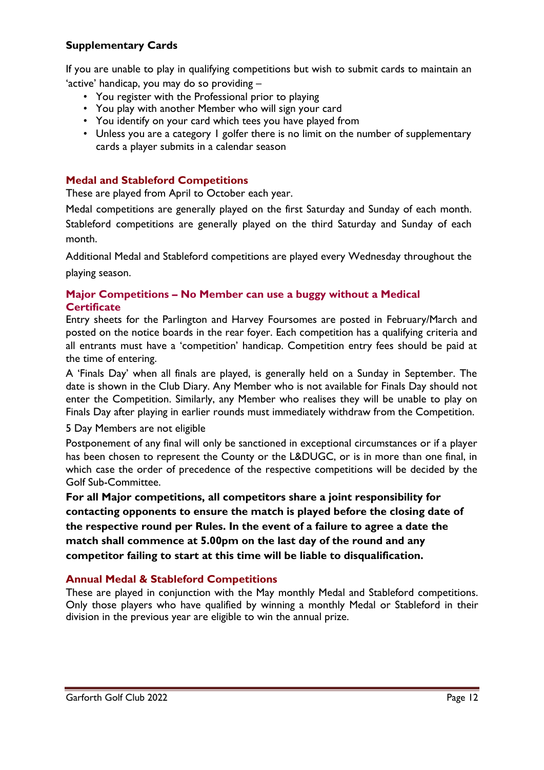### Supplementary Cards

If you are unable to play in qualifying competitions but wish to submit cards to maintain an 'active' handicap, you may do so providing –

- You register with the Professional prior to playing
- You play with another Member who will sign your card
- You identify on your card which tees you have played from
- Unless you are a category 1 golfer there is no limit on the number of supplementary cards a player submits in a calendar season

### Medal and Stableford Competitions

These are played from April to October each year.

Medal competitions are generally played on the first Saturday and Sunday of each month. Stableford competitions are generally played on the third Saturday and Sunday of each month.

Additional Medal and Stableford competitions are played every Wednesday throughout the playing season.

### Major Competitions – No Member can use a buggy without a Medical Certificate

Entry sheets for the Parlington and Harvey Foursomes are posted in February/March and posted on the notice boards in the rear foyer. Each competition has a qualifying criteria and all entrants must have a 'competition' handicap. Competition entry fees should be paid at the time of entering.

A 'Finals Day' when all finals are played, is generally held on a Sunday in September. The date is shown in the Club Diary. Any Member who is not available for Finals Day should not enter the Competition. Similarly, any Member who realises they will be unable to play on Finals Day after playing in earlier rounds must immediately withdraw from the Competition.

5 Day Members are not eligible

Postponement of any final will only be sanctioned in exceptional circumstances or if a player has been chosen to represent the County or the L&DUGC, or is in more than one final, in which case the order of precedence of the respective competitions will be decided by the Golf Sub-Committee.

**For all Major competitions, all competitors share a joint responsibility for contacting opponents to ensure the match is played before the closing date of the respective round per Rules. In the event of a failure to agree a date the match shall commence at 5.00pm on the last day of the round and any competitor failing to start at this time will be liable to disqualification.**

### Annual Medal & Stableford Competitions

These are played in conjunction with the May monthly Medal and Stableford competitions. Only those players who have qualified by winning a monthly Medal or Stableford in their division in the previous year are eligible to win the annual prize.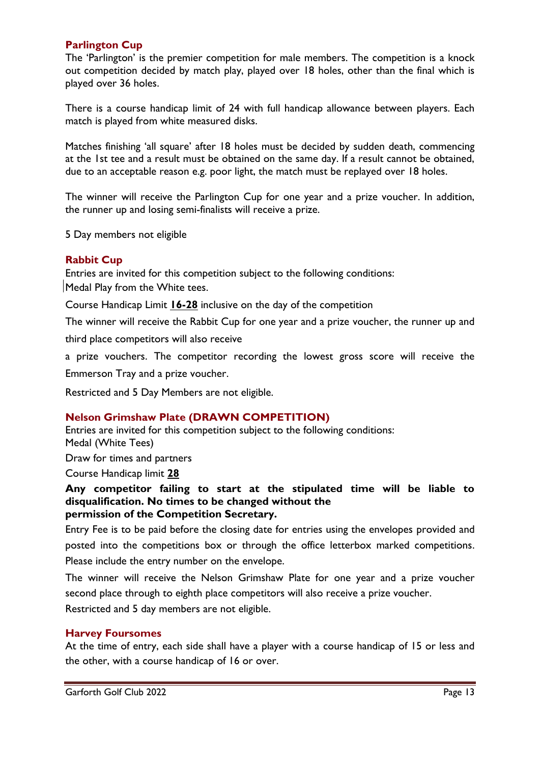## Parlington Cup

The 'Parlington' is the premier competition for male members. The competition is a knock out competition decided by match play, played over 18 holes, other than the final which is played over 36 holes.

There is a course handicap limit of 24 with full handicap allowance between players. Each match is played from white measured disks.

Matches finishing 'all square' after 18 holes must be decided by sudden death, commencing at the 1st tee and a result must be obtained on the same day. If a result cannot be obtained, due to an acceptable reason e.g. poor light, the match must be replayed over 18 holes.

The winner will receive the Parlington Cup for one year and a prize voucher. In addition, the runner up and losing semi-finalists will receive a prize.

5 Day members not eligible

## Rabbit Cup

Entries are invited for this competition subject to the following conditions:

Medal Play from the White tees.

Course Handicap Limit **16-28** inclusive on the day of the competition

The winner will receive the Rabbit Cup for one year and a prize voucher, the runner up and third place competitors will also receive

a prize vouchers. The competitor recording the lowest gross score will receive the Emmerson Tray and a prize voucher.

Restricted and 5 Day Members are not eligible.

## Nelson Grimshaw Plate (DRAWN COMPETITION)

Entries are invited for this competition subject to the following conditions:

Medal (White Tees)

Draw for times and partners

Course Handicap limit **28**

**Any competitor failing to start at the stipulated time will be liable to disqualification. No times to be changed without the permission of the Competition Secretary.**

Entry Fee is to be paid before the closing date for entries using the envelopes provided and posted into the competitions box or through the office letterbox marked competitions. Please include the entry number on the envelope.

The winner will receive the Nelson Grimshaw Plate for one year and a prize voucher second place through to eighth place competitors will also receive a prize voucher.

Restricted and 5 day members are not eligible.

## Harvey Foursomes

At the time of entry, each side shall have a player with a course handicap of 15 or less and the other, with a course handicap of 16 or over.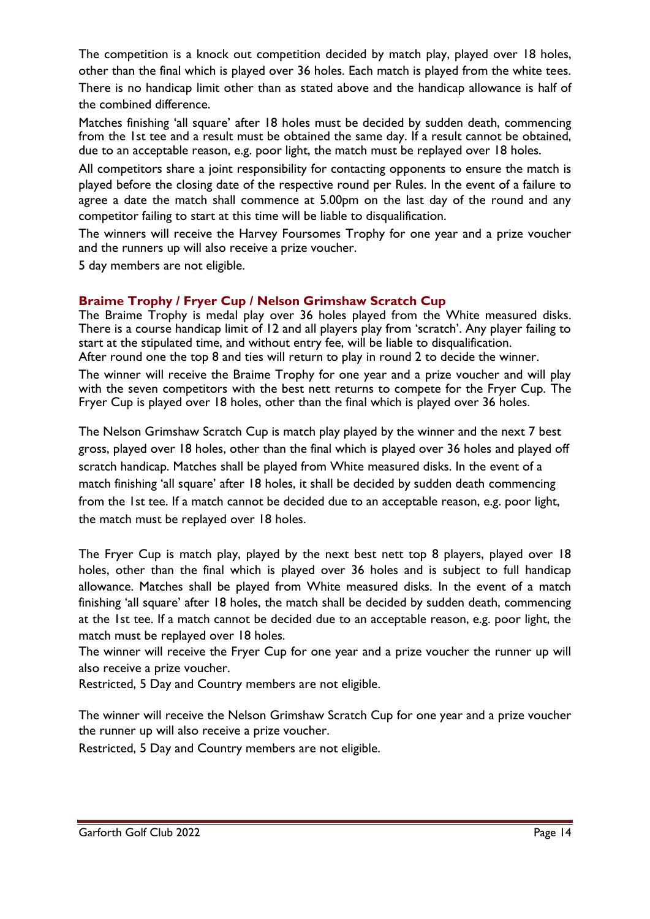The competition is a knock out competition decided by match play, played over 18 holes, other than the final which is played over 36 holes. Each match is played from the white tees. There is no handicap limit other than as stated above and the handicap allowance is half of the combined difference.

Matches finishing 'all square' after 18 holes must be decided by sudden death, commencing from the 1st tee and a result must be obtained the same day. If a result cannot be obtained, due to an acceptable reason, e.g. poor light, the match must be replayed over 18 holes.

All competitors share a joint responsibility for contacting opponents to ensure the match is played before the closing date of the respective round per Rules. In the event of a failure to agree a date the match shall commence at 5.00pm on the last day of the round and any competitor failing to start at this time will be liable to disqualification.

The winners will receive the Harvey Foursomes Trophy for one year and a prize voucher and the runners up will also receive a prize voucher.

5 day members are not eligible.

### Braime Trophy / Fryer Cup / Nelson Grimshaw Scratch Cup

The Braime Trophy is medal play over 36 holes played from the White measured disks. There is a course handicap limit of 12 and all players play from 'scratch'. Any player failing to start at the stipulated time, and without entry fee, will be liable to disqualification.
After round one the top 8 and ties will return to play in round 2 to decide the winner.

The winner will receive the Braime Trophy for one year and a prize voucher and will play with the seven competitors with the best nett returns to compete for the Fryer Cup. The Fryer Cup is played over 18 holes, other than the final which is played over 36 holes.

The Nelson Grimshaw Scratch Cup is match play played by the winner and the next 7 best gross, played over 18 holes, other than the final which is played over 36 holes and played off scratch handicap. Matches shall be played from White measured disks. In the event of a match finishing 'all square' after 18 holes, it shall be decided by sudden death commencing from the 1st tee. If a match cannot be decided due to an acceptable reason, e.g. poor light, the match must be replayed over 18 holes.

The Fryer Cup is match play, played by the next best nett top 8 players, played over 18 holes, other than the final which is played over 36 holes and is subject to full handicap allowance. Matches shall be played from White measured disks. In the event of a match finishing 'all square' after 18 holes, the match shall be decided by sudden death, commencing at the 1st tee. If a match cannot be decided due to an acceptable reason, e.g. poor light, the match must be replayed over 18 holes.

The winner will receive the Fryer Cup for one year and a prize voucher the runner up will also receive a prize voucher.

Restricted, 5 Day and Country members are not eligible.

The winner will receive the Nelson Grimshaw Scratch Cup for one year and a prize voucher the runner up will also receive a prize voucher.

Restricted, 5 Day and Country members are not eligible.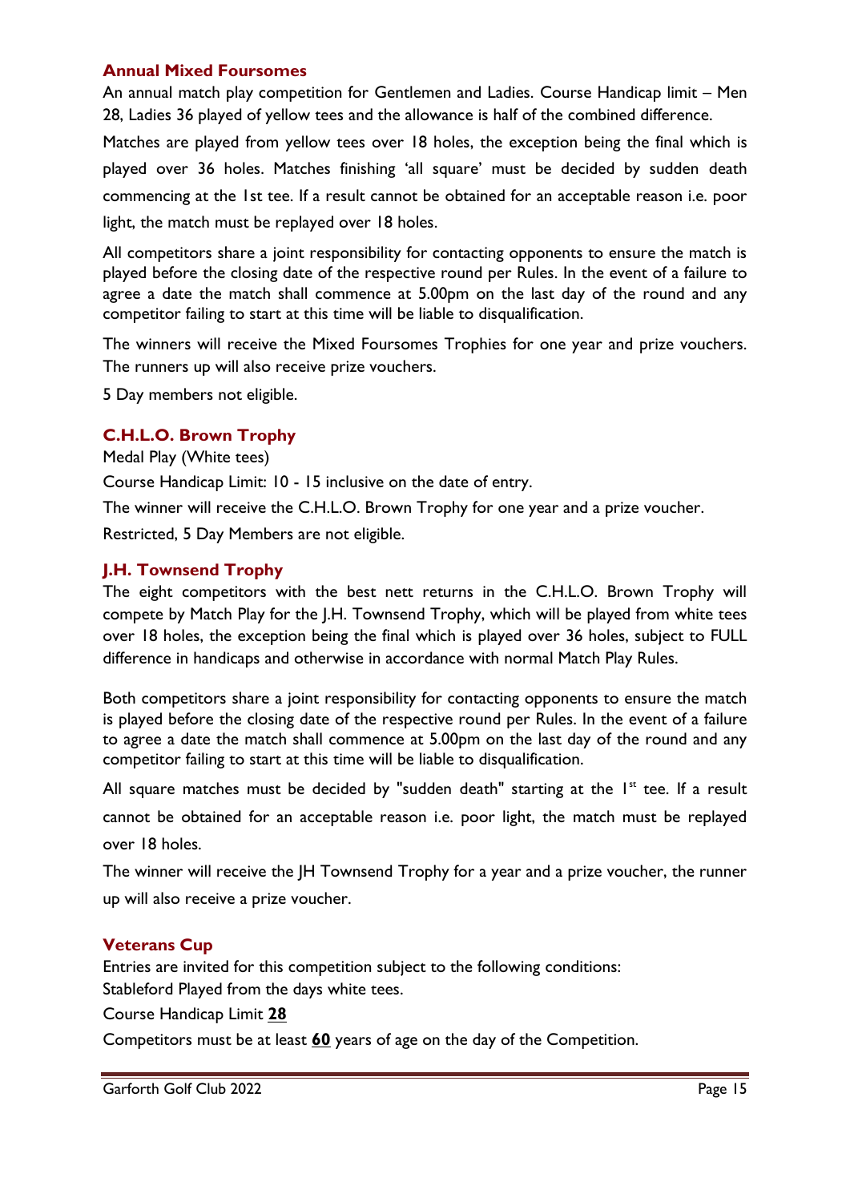## Annual Mixed Foursomes

An annual match play competition for Gentlemen and Ladies. Course Handicap limit – Men 28, Ladies 36 played of yellow tees and the allowance is half of the combined difference.

Matches are played from yellow tees over 18 holes, the exception being the final which is played over 36 holes. Matches finishing 'all square' must be decided by sudden death commencing at the 1st tee. If a result cannot be obtained for an acceptable reason i.e. poor light, the match must be replayed over 18 holes.

All competitors share a joint responsibility for contacting opponents to ensure the match is played before the closing date of the respective round per Rules. In the event of a failure to agree a date the match shall commence at 5.00pm on the last day of the round and any competitor failing to start at this time will be liable to disqualification.

The winners will receive the Mixed Foursomes Trophies for one year and prize vouchers. The runners up will also receive prize vouchers.

5 Day members not eligible.

## C.H.L.O. Brown Trophy

Medal Play (White tees)

Course Handicap Limit: 10 - 15 inclusive on the date of entry.

The winner will receive the C.H.L.O. Brown Trophy for one year and a prize voucher.

Restricted, 5 Day Members are not eligible.

## J.H. Townsend Trophy

The eight competitors with the best nett returns in the C.H.L.O. Brown Trophy will compete by Match Play for the J.H. Townsend Trophy, which will be played from white tees over 18 holes, the exception being the final which is played over 36 holes, subject to FULL difference in handicaps and otherwise in accordance with normal Match Play Rules.

Both competitors share a joint responsibility for contacting opponents to ensure the match is played before the closing date of the respective round per Rules. In the event of a failure to agree a date the match shall commence at 5.00pm on the last day of the round and any competitor failing to start at this time will be liable to disqualification.

All square matches must be decided by "sudden death" starting at the 1st tee. If a result cannot be obtained for an acceptable reason i.e. poor light, the match must be replayed over 18 holes.

The winner will receive the JH Townsend Trophy for a year and a prize voucher, the runner up will also receive a prize voucher.

## Veterans Cup

Entries are invited for this competition subject to the following conditions:

Stableford Played from the days white tees.

Course Handicap Limit **28**

Competitors must be at least **60** years of age on the day of the Competition.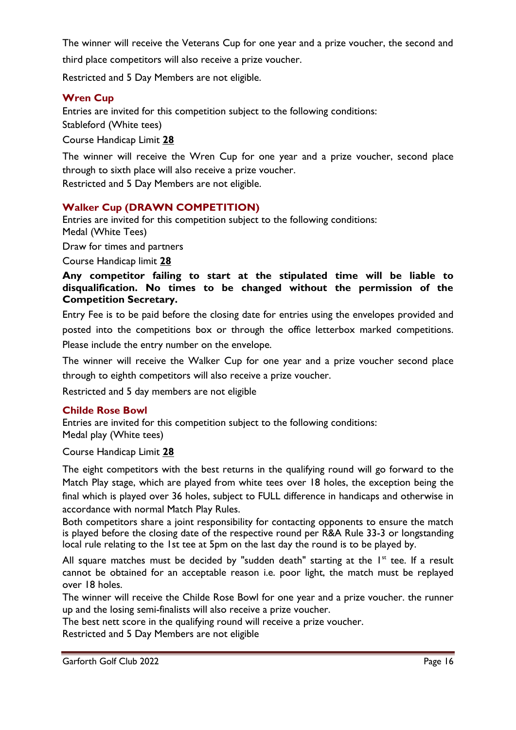The winner will receive the Veterans Cup for one year and a prize voucher, the second and third place competitors will also receive a prize voucher.

Restricted and 5 Day Members are not eligible.

## Wren Cup

Entries are invited for this competition subject to the following conditions:
Stableford (White tees)

Course Handicap Limit **28**

The winner will receive the Wren Cup for one year and a prize voucher, second place through to sixth place will also receive a prize voucher.
Restricted and 5 Day Members are not eligible.

## Walker Cup (DRAWN COMPETITION)

Entries are invited for this competition subject to the following conditions:
Medal (White Tees)

Draw for times and partners

Course Handicap limit **28**

**Any competitor failing to start at the stipulated time will be liable to disqualification. No times to be changed without the permission of the Competition Secretary.**

Entry Fee is to be paid before the closing date for entries using the envelopes provided and posted into the competitions box or through the office letterbox marked competitions. Please include the entry number on the envelope.

The winner will receive the Walker Cup for one year and a prize voucher second place through to eighth competitors will also receive a prize voucher.

Restricted and 5 day members are not eligible

## Childe Rose Bowl

Entries are invited for this competition subject to the following conditions:
Medal play (White tees)

Course Handicap Limit **28**

The eight competitors with the best returns in the qualifying round will go forward to the Match Play stage, which are played from white tees over 18 holes, the exception being the final which is played over 36 holes, subject to FULL difference in handicaps and otherwise in accordance with normal Match Play Rules.
Both competitors share a joint responsibility for contacting opponents to ensure the match is played before the closing date of the respective round per R&A Rule 33-3 or longstanding local rule relating to the 1st tee at 5pm on the last day the round is to be played by.

All square matches must be decided by "sudden death" starting at the 1st tee. If a result cannot be obtained for an acceptable reason i.e. poor light, the match must be replayed over 18 holes.
The winner will receive the Childe Rose Bowl for one year and a prize voucher. the runner up and the losing semi-finalists will also receive a prize voucher.
The best nett score in the qualifying round will receive a prize voucher.
Restricted and 5 Day Members are not eligible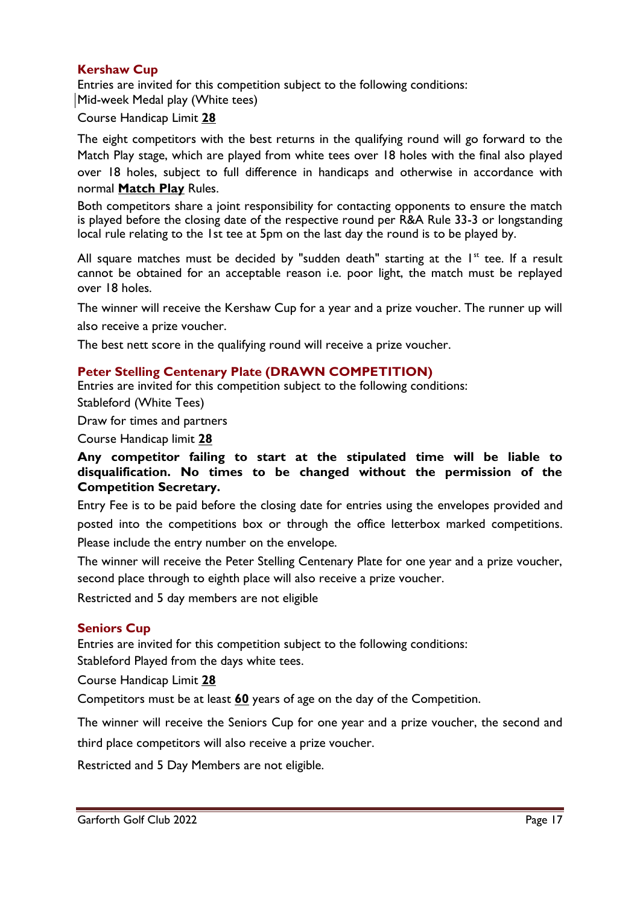## Kershaw Cup

Entries are invited for this competition subject to the following conditions:
Mid-week Medal play (White tees)

Course Handicap Limit **28**

The eight competitors with the best returns in the qualifying round will go forward to the Match Play stage, which are played from white tees over 18 holes with the final also played over 18 holes, subject to full difference in handicaps and otherwise in accordance with normal **Match Play** Rules.

Both competitors share a joint responsibility for contacting opponents to ensure the match is played before the closing date of the respective round per R&A Rule 33-3 or longstanding local rule relating to the 1st tee at 5pm on the last day the round is to be played by.

All square matches must be decided by "sudden death" starting at the 1st tee. If a result cannot be obtained for an acceptable reason i.e. poor light, the match must be replayed over 18 holes.

The winner will receive the Kershaw Cup for a year and a prize voucher. The runner up will also receive a prize voucher.

The best nett score in the qualifying round will receive a prize voucher.

## Peter Stelling Centenary Plate (DRAWN COMPETITION)

Entries are invited for this competition subject to the following conditions:

Stableford (White Tees)

Draw for times and partners

Course Handicap limit **28**

**Any competitor failing to start at the stipulated time will be liable to disqualification. No times to be changed without the permission of the Competition Secretary.**

Entry Fee is to be paid before the closing date for entries using the envelopes provided and posted into the competitions box or through the office letterbox marked competitions. Please include the entry number on the envelope.

The winner will receive the Peter Stelling Centenary Plate for one year and a prize voucher, second place through to eighth place will also receive a prize voucher.

Restricted and 5 day members are not eligible

## Seniors Cup

Entries are invited for this competition subject to the following conditions:

Stableford Played from the days white tees.

Course Handicap Limit **28**

Competitors must be at least **60** years of age on the day of the Competition.

The winner will receive the Seniors Cup for one year and a prize voucher, the second and third place competitors will also receive a prize voucher.

Restricted and 5 Day Members are not eligible.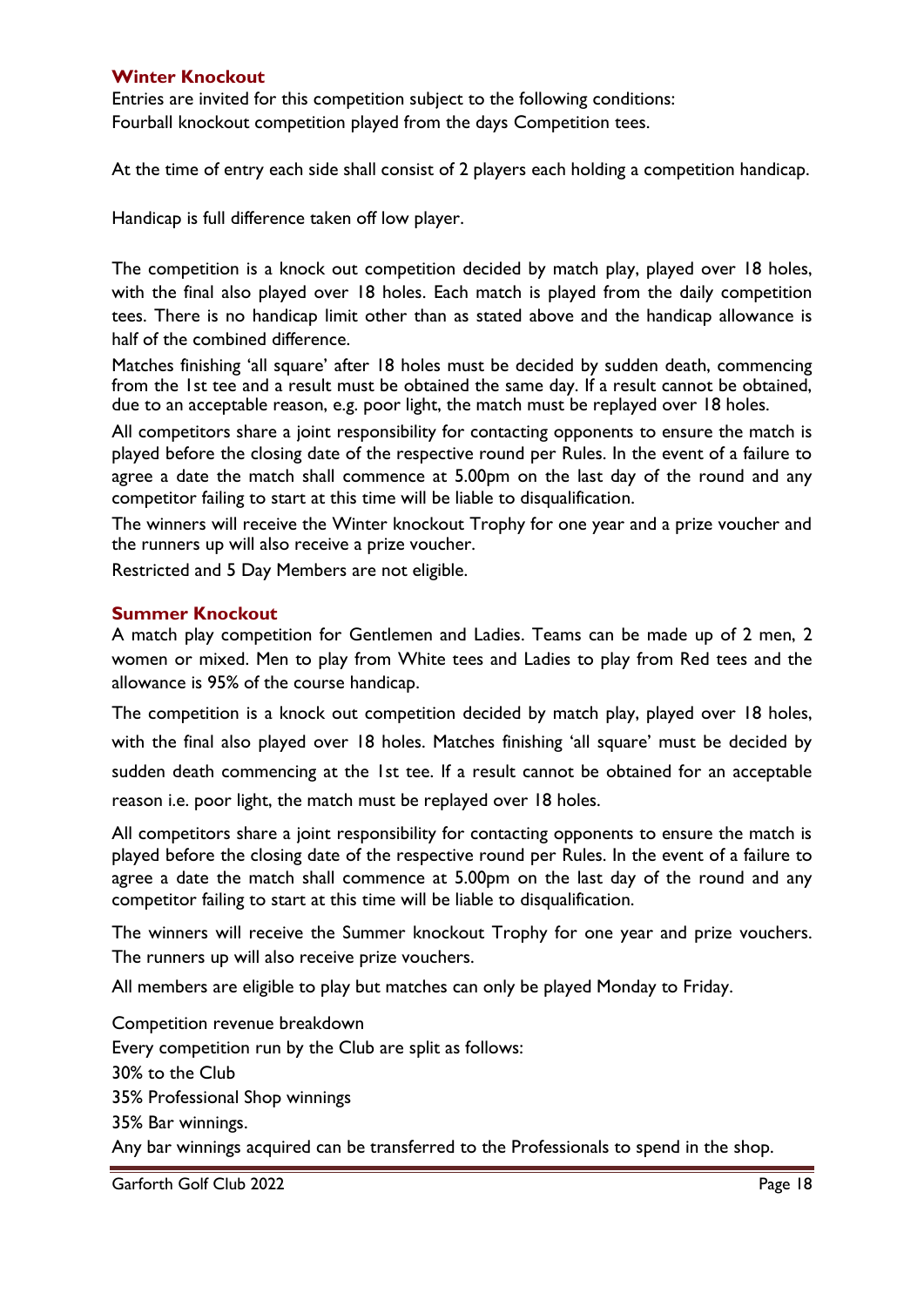## Winter Knockout

Entries are invited for this competition subject to the following conditions:
Fourball knockout competition played from the days Competition tees.

At the time of entry each side shall consist of 2 players each holding a competition handicap.

Handicap is full difference taken off low player.

The competition is a knock out competition decided by match play, played over 18 holes, with the final also played over 18 holes. Each match is played from the daily competition tees. There is no handicap limit other than as stated above and the handicap allowance is half of the combined difference.

Matches finishing 'all square' after 18 holes must be decided by sudden death, commencing from the 1st tee and a result must be obtained the same day. If a result cannot be obtained, due to an acceptable reason, e.g. poor light, the match must be replayed over 18 holes.

All competitors share a joint responsibility for contacting opponents to ensure the match is played before the closing date of the respective round per Rules. In the event of a failure to agree a date the match shall commence at 5.00pm on the last day of the round and any competitor failing to start at this time will be liable to disqualification.

The winners will receive the Winter knockout Trophy for one year and a prize voucher and the runners up will also receive a prize voucher.

Restricted and 5 Day Members are not eligible.

## Summer Knockout

A match play competition for Gentlemen and Ladies. Teams can be made up of 2 men, 2 women or mixed. Men to play from White tees and Ladies to play from Red tees and the allowance is 95% of the course handicap.

The competition is a knock out competition decided by match play, played over 18 holes, with the final also played over 18 holes. Matches finishing 'all square' must be decided by sudden death commencing at the 1st tee. If a result cannot be obtained for an acceptable reason i.e. poor light, the match must be replayed over 18 holes.

All competitors share a joint responsibility for contacting opponents to ensure the match is played before the closing date of the respective round per Rules. In the event of a failure to agree a date the match shall commence at 5.00pm on the last day of the round and any competitor failing to start at this time will be liable to disqualification.

The winners will receive the Summer knockout Trophy for one year and prize vouchers. The runners up will also receive prize vouchers.

All members are eligible to play but matches can only be played Monday to Friday.

Competition revenue breakdown
Every competition run by the Club are split as follows:
30% to the Club
35% Professional Shop winnings
35% Bar winnings.
Any bar winnings acquired can be transferred to the Professionals to spend in the shop.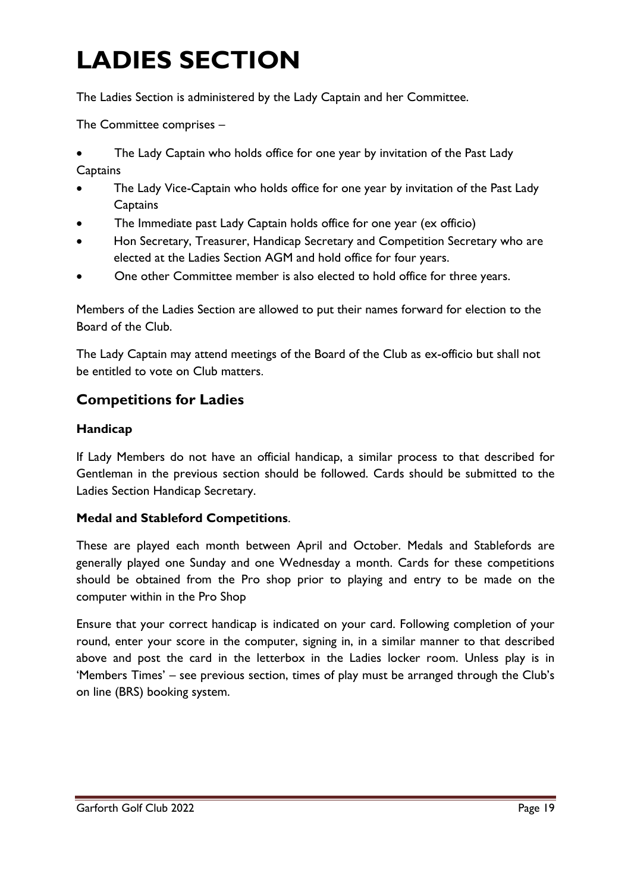# LADIES SECTION

The Ladies Section is administered by the Lady Captain and her Committee.

The Committee comprises –

- The Lady Captain who holds office for one year by invitation of the Past Lady Captains
- The Lady Vice-Captain who holds office for one year by invitation of the Past Lady Captains
- The Immediate past Lady Captain holds office for one year (ex officio)
- Hon Secretary, Treasurer, Handicap Secretary and Competition Secretary who are elected at the Ladies Section AGM and hold office for four years.
- One other Committee member is also elected to hold office for three years.

Members of the Ladies Section are allowed to put their names forward for election to the Board of the Club.

The Lady Captain may attend meetings of the Board of the Club as ex-officio but shall not be entitled to vote on Club matters.

## Competitions for Ladies

### Handicap

If Lady Members do not have an official handicap, a similar process to that described for Gentleman in the previous section should be followed. Cards should be submitted to the Ladies Section Handicap Secretary.

### Medal and Stableford Competitions.

These are played each month between April and October. Medals and Stablefords are generally played one Sunday and one Wednesday a month. Cards for these competitions should be obtained from the Pro shop prior to playing and entry to be made on the computer within in the Pro Shop

Ensure that your correct handicap is indicated on your card. Following completion of your round, enter your score in the computer, signing in, in a similar manner to that described above and post the card in the letterbox in the Ladies locker room. Unless play is in 'Members Times' – see previous section, times of play must be arranged through the Club's on line (BRS) booking system.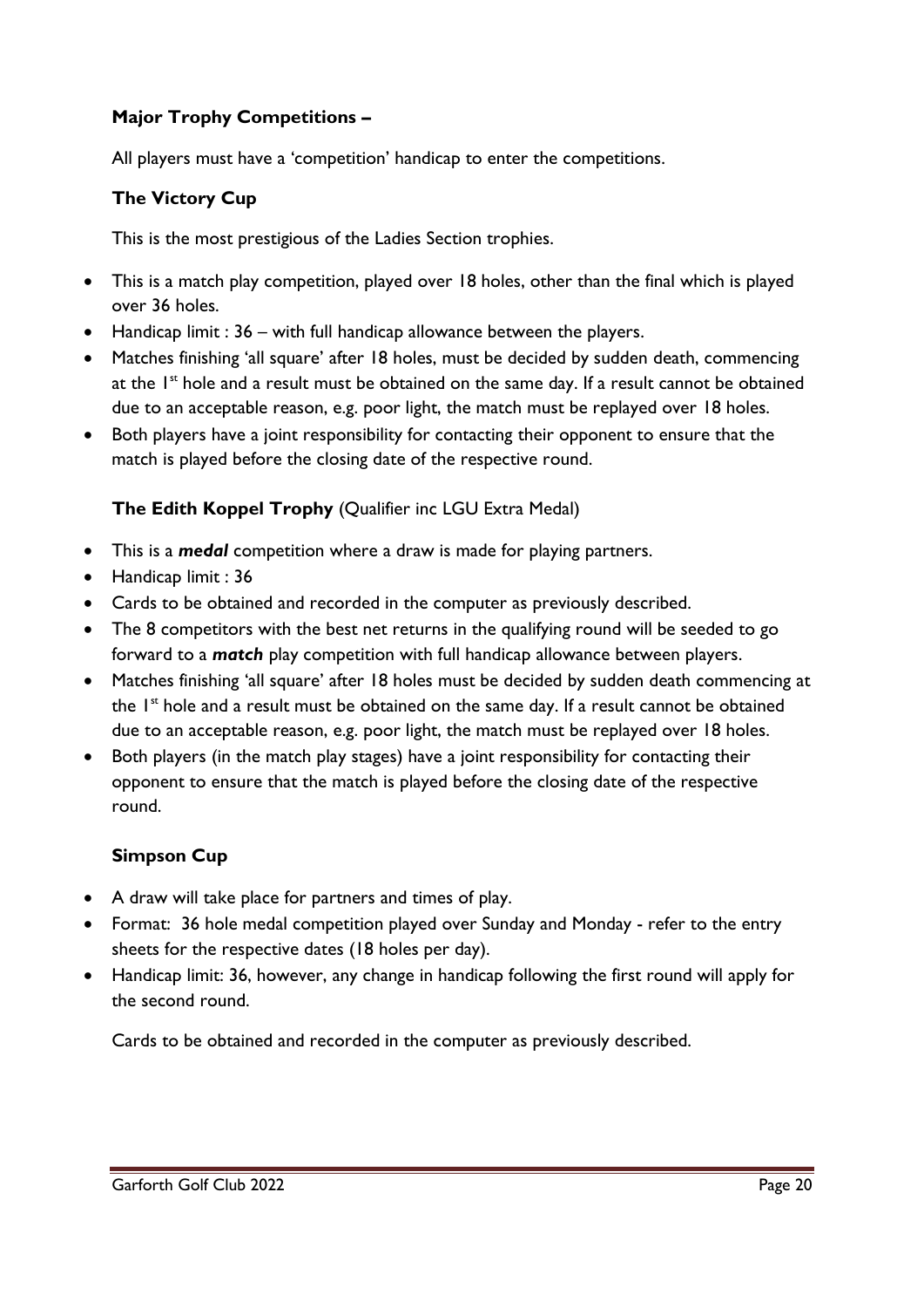## Major Trophy Competitions –

All players must have a 'competition' handicap to enter the competitions.

### The Victory Cup

This is the most prestigious of the Ladies Section trophies.

- This is a match play competition, played over 18 holes, other than the final which is played over 36 holes.
- Handicap limit : 36 – with full handicap allowance between the players.
- Matches finishing 'all square' after 18 holes, must be decided by sudden death, commencing at the 1st hole and a result must be obtained on the same day. If a result cannot be obtained due to an acceptable reason, e.g. poor light, the match must be replayed over 18 holes.
- Both players have a joint responsibility for contacting their opponent to ensure that the match is played before the closing date of the respective round.

### The Edith Koppel Trophy (Qualifier inc LGU Extra Medal)

- This is a ***medal*** competition where a draw is made for playing partners.
- Handicap limit : 36
- Cards to be obtained and recorded in the computer as previously described.
- The 8 competitors with the best net returns in the qualifying round will be seeded to go forward to a ***match*** play competition with full handicap allowance between players.
- Matches finishing 'all square' after 18 holes must be decided by sudden death commencing at the 1st hole and a result must be obtained on the same day. If a result cannot be obtained due to an acceptable reason, e.g. poor light, the match must be replayed over 18 holes.
- Both players (in the match play stages) have a joint responsibility for contacting their opponent to ensure that the match is played before the closing date of the respective round.

### Simpson Cup

- A draw will take place for partners and times of play.
- Format: 36 hole medal competition played over Sunday and Monday - refer to the entry sheets for the respective dates (18 holes per day).
- Handicap limit: 36, however, any change in handicap following the first round will apply for the second round.

Cards to be obtained and recorded in the computer as previously described.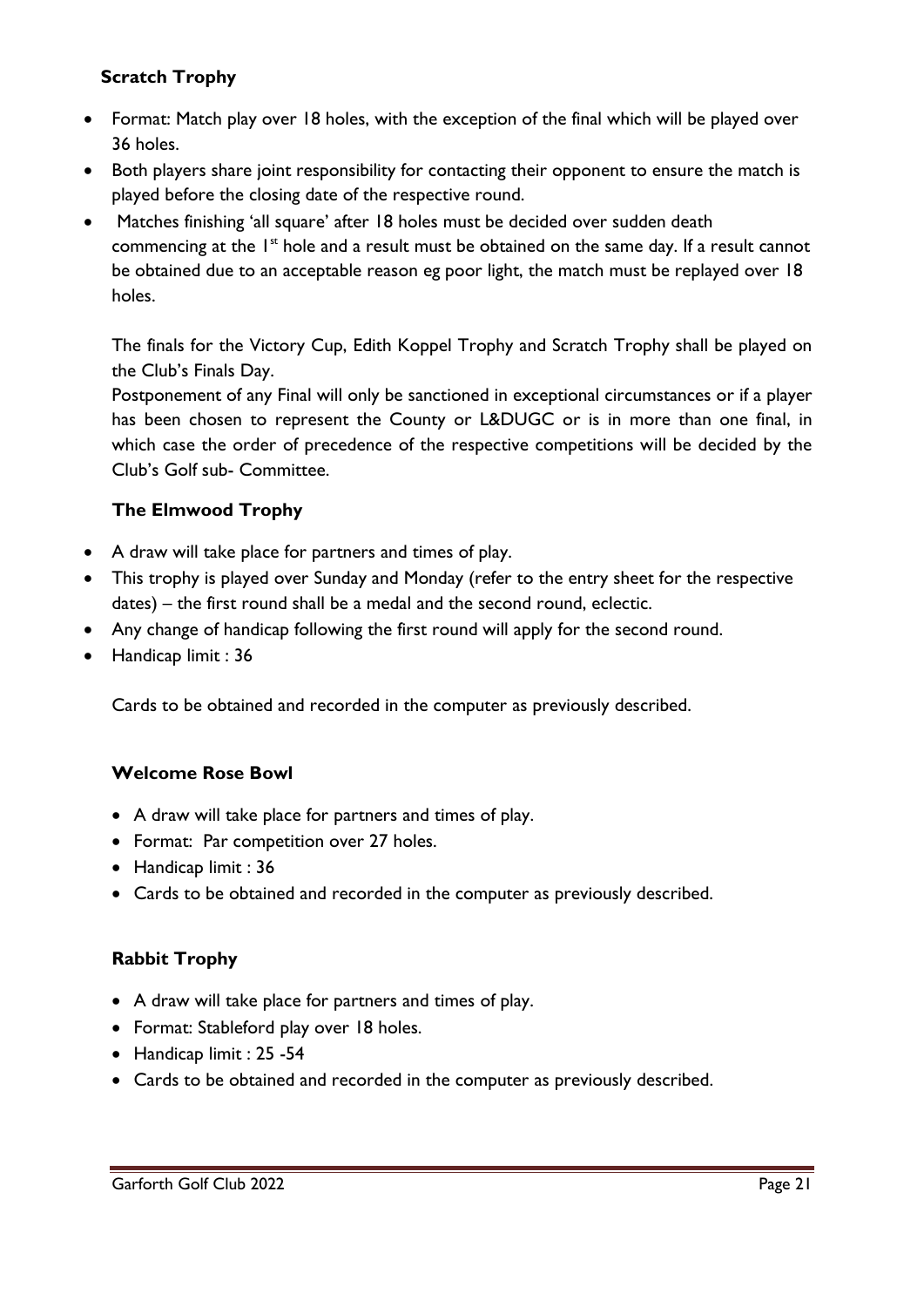### Scratch Trophy

- Format: Match play over 18 holes, with the exception of the final which will be played over 36 holes.
- Both players share joint responsibility for contacting their opponent to ensure the match is played before the closing date of the respective round.
- Matches finishing 'all square' after 18 holes must be decided over sudden death commencing at the 1st hole and a result must be obtained on the same day. If a result cannot be obtained due to an acceptable reason eg poor light, the match must be replayed over 18 holes.

The finals for the Victory Cup, Edith Koppel Trophy and Scratch Trophy shall be played on the Club's Finals Day.

Postponement of any Final will only be sanctioned in exceptional circumstances or if a player has been chosen to represent the County or L&DUGC or is in more than one final, in which case the order of precedence of the respective competitions will be decided by the Club's Golf sub- Committee.

### The Elmwood Trophy

- A draw will take place for partners and times of play.
- This trophy is played over Sunday and Monday (refer to the entry sheet for the respective dates) – the first round shall be a medal and the second round, eclectic.
- Any change of handicap following the first round will apply for the second round.
- Handicap limit : 36

Cards to be obtained and recorded in the computer as previously described.

### Welcome Rose Bowl

- A draw will take place for partners and times of play.
- Format: Par competition over 27 holes.
- Handicap limit : 36
- Cards to be obtained and recorded in the computer as previously described.

### Rabbit Trophy

- A draw will take place for partners and times of play.
- Format: Stableford play over 18 holes.
- Handicap limit : 25 -54
- Cards to be obtained and recorded in the computer as previously described.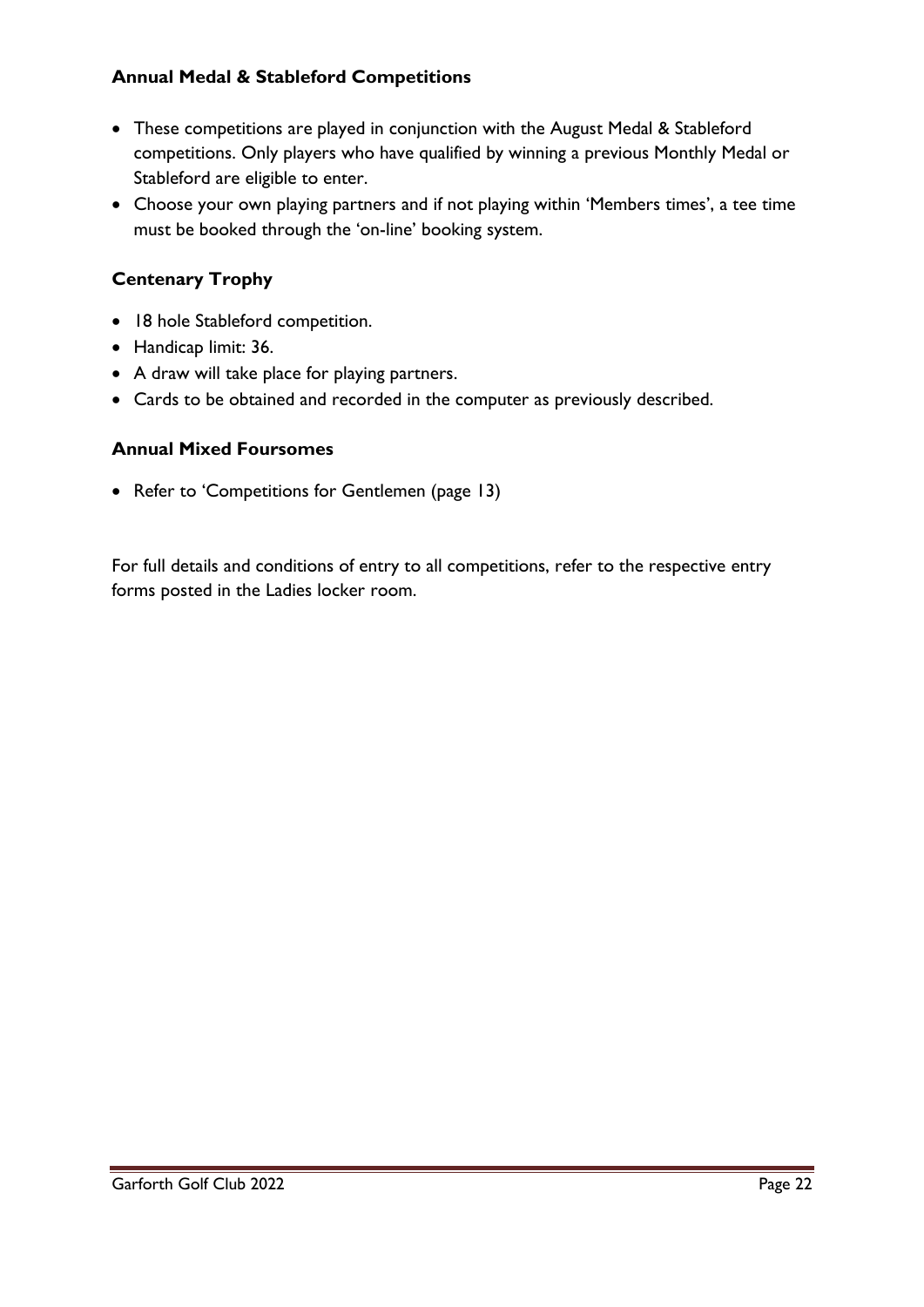### Annual Medal & Stableford Competitions

- These competitions are played in conjunction with the August Medal & Stableford competitions. Only players who have qualified by winning a previous Monthly Medal or Stableford are eligible to enter.
- Choose your own playing partners and if not playing within 'Members times', a tee time must be booked through the 'on-line' booking system.

### Centenary Trophy

- 18 hole Stableford competition.
- Handicap limit: 36.
- A draw will take place for playing partners.
- Cards to be obtained and recorded in the computer as previously described.

### Annual Mixed Foursomes

- Refer to 'Competitions for Gentlemen (page 13)

For full details and conditions of entry to all competitions, refer to the respective entry forms posted in the Ladies locker room.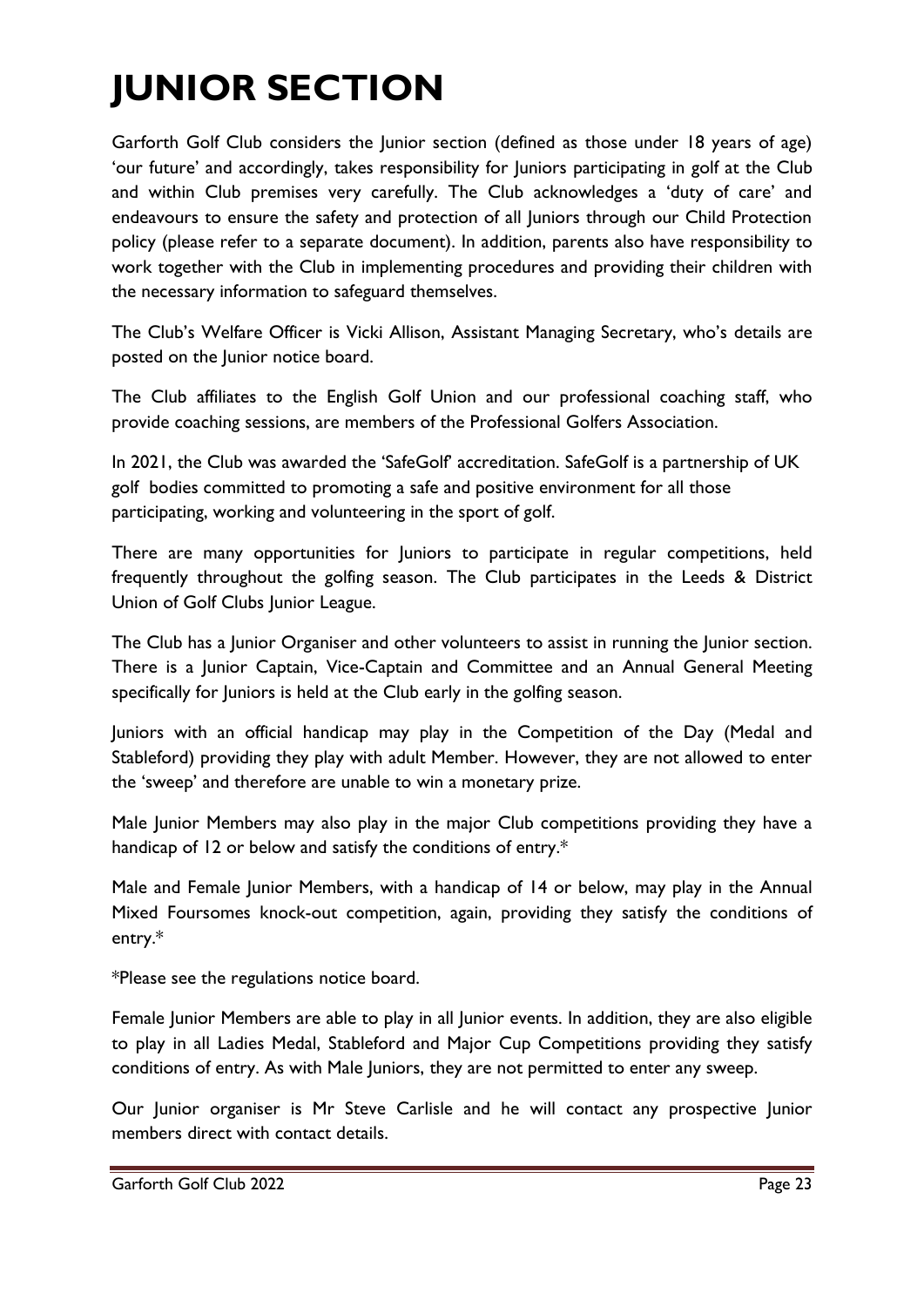# JUNIOR SECTION

Garforth Golf Club considers the Junior section (defined as those under 18 years of age) 'our future' and accordingly, takes responsibility for Juniors participating in golf at the Club and within Club premises very carefully. The Club acknowledges a 'duty of care' and endeavours to ensure the safety and protection of all Juniors through our Child Protection policy (please refer to a separate document). In addition, parents also have responsibility to work together with the Club in implementing procedures and providing their children with the necessary information to safeguard themselves.

The Club's Welfare Officer is Vicki Allison, Assistant Managing Secretary, who's details are posted on the Junior notice board.

The Club affiliates to the English Golf Union and our professional coaching staff, who provide coaching sessions, are members of the Professional Golfers Association.

In 2021, the Club was awarded the 'SafeGolf' accreditation. SafeGolf is a partnership of UK golf bodies committed to promoting a safe and positive environment for all those participating, working and volunteering in the sport of golf.

There are many opportunities for Juniors to participate in regular competitions, held frequently throughout the golfing season. The Club participates in the Leeds & District Union of Golf Clubs Junior League.

The Club has a Junior Organiser and other volunteers to assist in running the Junior section. There is a Junior Captain, Vice-Captain and Committee and an Annual General Meeting specifically for Juniors is held at the Club early in the golfing season.

Juniors with an official handicap may play in the Competition of the Day (Medal and Stableford) providing they play with adult Member. However, they are not allowed to enter the 'sweep' and therefore are unable to win a monetary prize.

Male Junior Members may also play in the major Club competitions providing they have a handicap of 12 or below and satisfy the conditions of entry.*

Male and Female Junior Members, with a handicap of 14 or below, may play in the Annual Mixed Foursomes knock-out competition, again, providing they satisfy the conditions of entry.*

*Please see the regulations notice board.

Female Junior Members are able to play in all Junior events. In addition, they are also eligible to play in all Ladies Medal, Stableford and Major Cup Competitions providing they satisfy conditions of entry. As with Male Juniors, they are not permitted to enter any sweep.

Our Junior organiser is Mr Steve Carlisle and he will contact any prospective Junior members direct with contact details.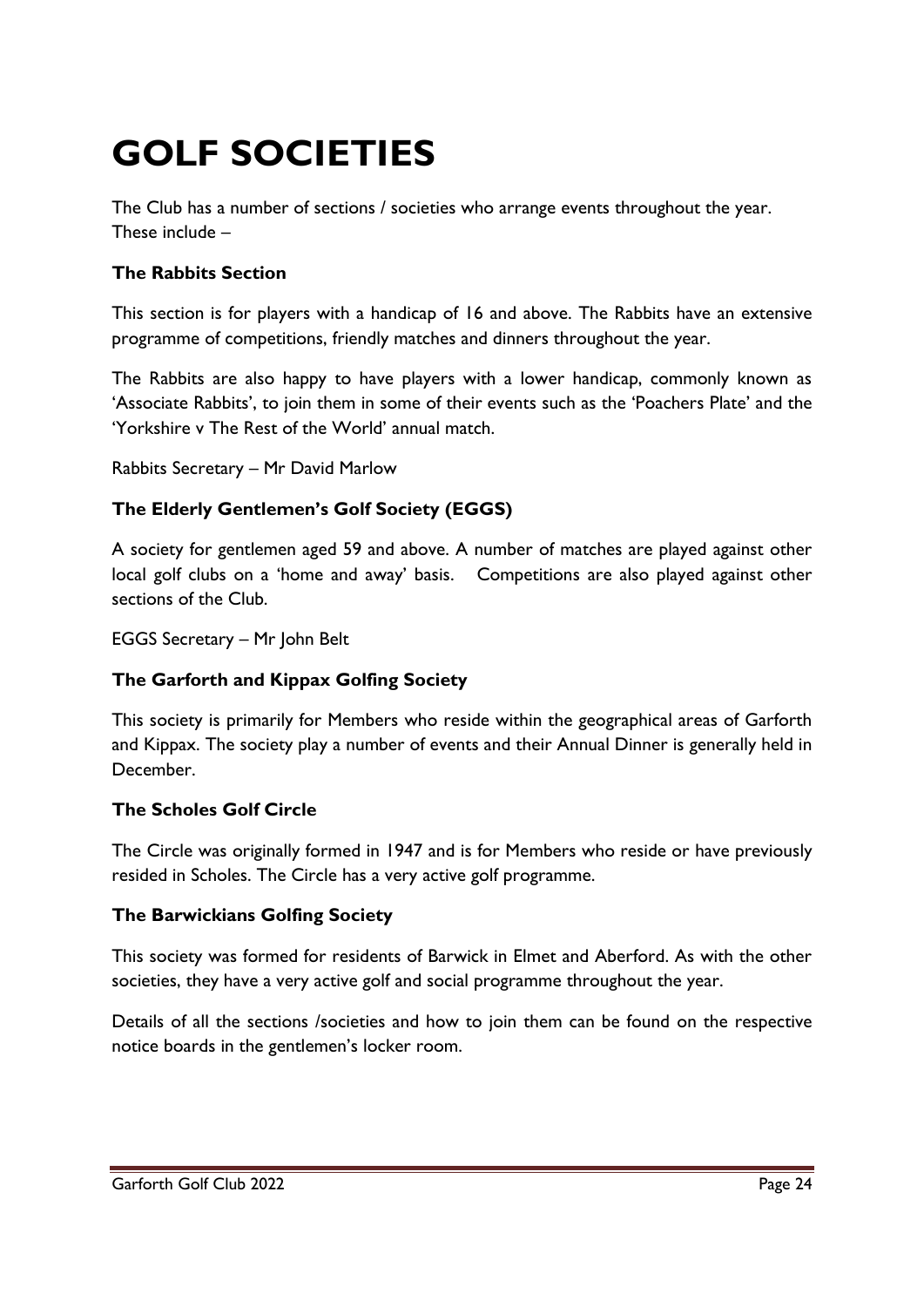# GOLF SOCIETIES

The Club has a number of sections / societies who arrange events throughout the year. These include –

**The Rabbits Section**

This section is for players with a handicap of 16 and above. The Rabbits have an extensive programme of competitions, friendly matches and dinners throughout the year.

The Rabbits are also happy to have players with a lower handicap, commonly known as 'Associate Rabbits', to join them in some of their events such as the 'Poachers Plate' and the 'Yorkshire v The Rest of the World' annual match.

Rabbits Secretary – Mr David Marlow

**The Elderly Gentlemen's Golf Society (EGGS)**

A society for gentlemen aged 59 and above. A number of matches are played against other local golf clubs on a 'home and away' basis. Competitions are also played against other sections of the Club.

EGGS Secretary – Mr John Belt

**The Garforth and Kippax Golfing Society**

This society is primarily for Members who reside within the geographical areas of Garforth and Kippax. The society play a number of events and their Annual Dinner is generally held in December.

**The Scholes Golf Circle**

The Circle was originally formed in 1947 and is for Members who reside or have previously resided in Scholes. The Circle has a very active golf programme.

**The Barwickians Golfing Society**

This society was formed for residents of Barwick in Elmet and Aberford. As with the other societies, they have a very active golf and social programme throughout the year.

Details of all the sections /societies and how to join them can be found on the respective notice boards in the gentlemen's locker room.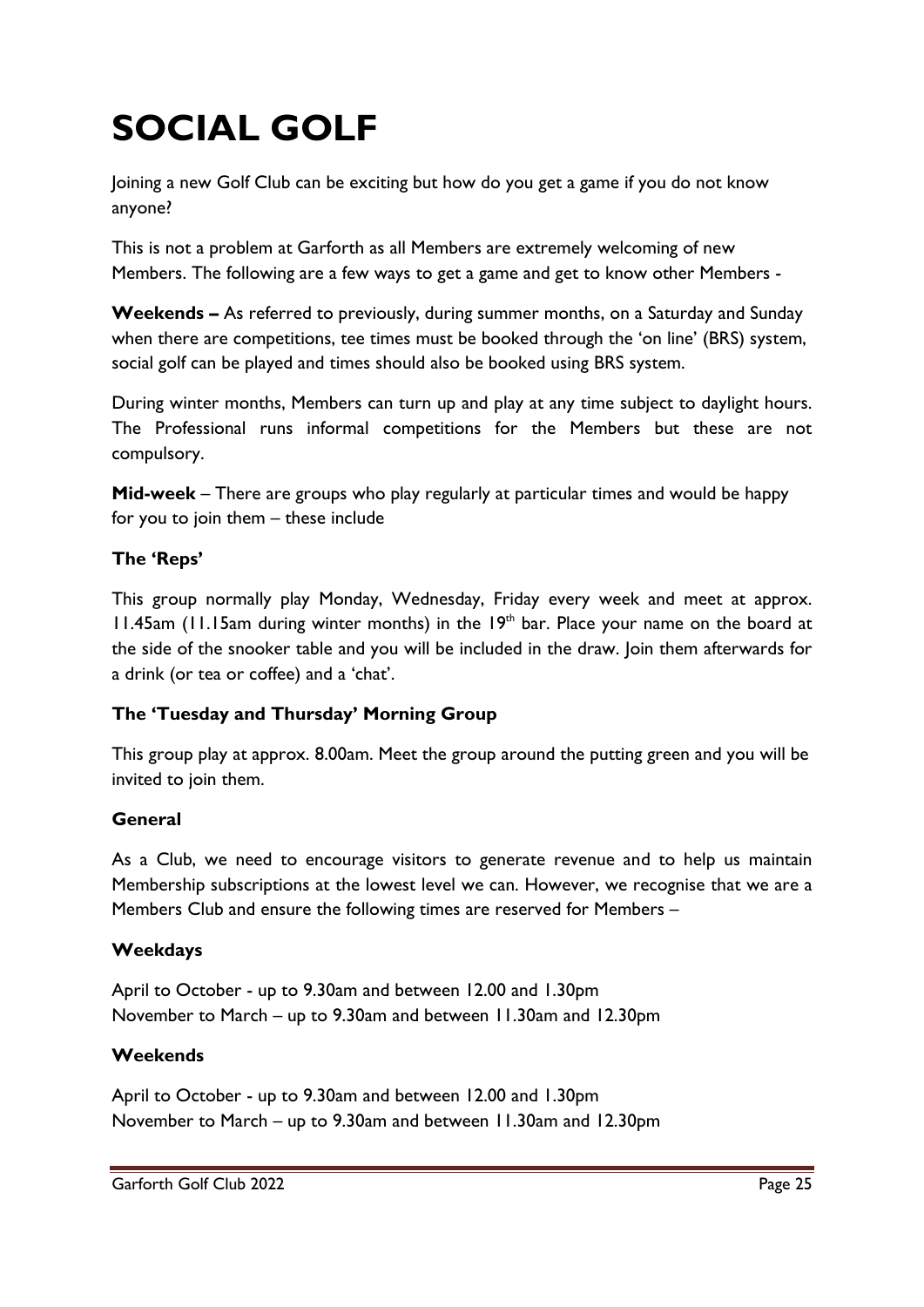# SOCIAL GOLF

Joining a new Golf Club can be exciting but how do you get a game if you do not know anyone?

This is not a problem at Garforth as all Members are extremely welcoming of new Members. The following are a few ways to get a game and get to know other Members -

**Weekends –** As referred to previously, during summer months, on a Saturday and Sunday when there are competitions, tee times must be booked through the 'on line' (BRS) system, social golf can be played and times should also be booked using BRS system.

During winter months, Members can turn up and play at any time subject to daylight hours. The Professional runs informal competitions for the Members but these are not compulsory.

**Mid-week** – There are groups who play regularly at particular times and would be happy for you to join them – these include

### The 'Reps'

This group normally play Monday, Wednesday, Friday every week and meet at approx. 11.45am (11.15am during winter months) in the 19th bar. Place your name on the board at the side of the snooker table and you will be included in the draw. Join them afterwards for a drink (or tea or coffee) and a 'chat'.

### The 'Tuesday and Thursday' Morning Group

This group play at approx. 8.00am. Meet the group around the putting green and you will be invited to join them.

### General

As a Club, we need to encourage visitors to generate revenue and to help us maintain Membership subscriptions at the lowest level we can. However, we recognise that we are a Members Club and ensure the following times are reserved for Members –

### Weekdays

April to October - up to 9.30am and between 12.00 and 1.30pm
November to March – up to 9.30am and between 11.30am and 12.30pm

### Weekends

April to October - up to 9.30am and between 12.00 and 1.30pm
November to March – up to 9.30am and between 11.30am and 12.30pm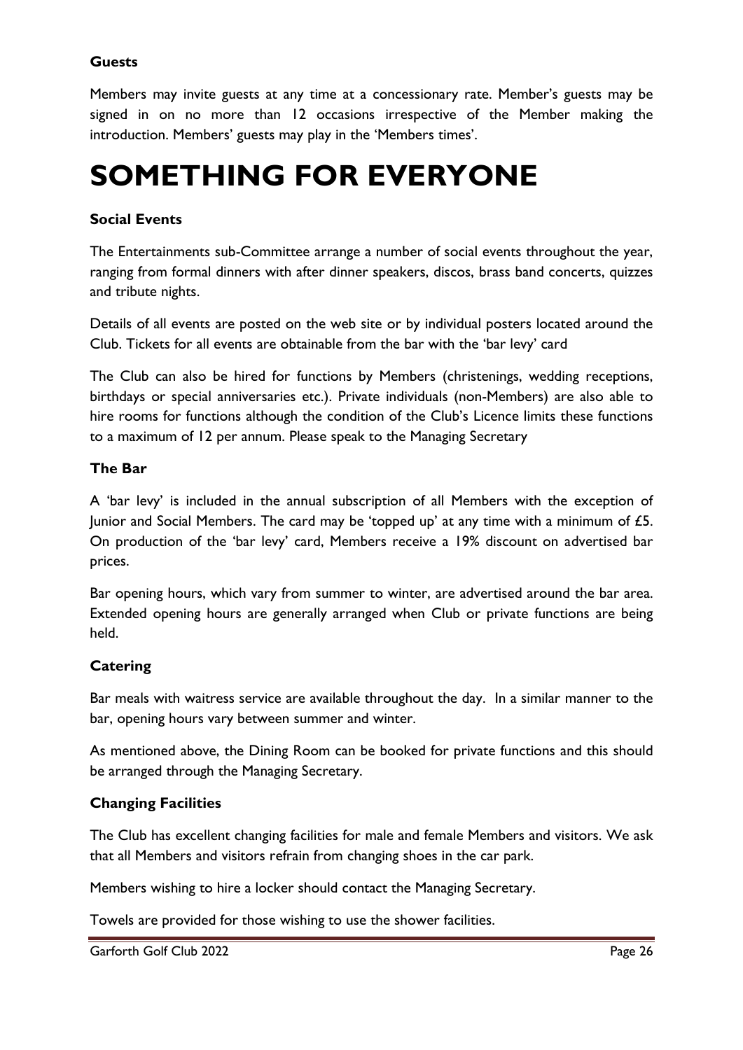### Guests

Members may invite guests at any time at a concessionary rate. Member's guests may be signed in on no more than 12 occasions irrespective of the Member making the introduction. Members' guests may play in the 'Members times'.

# SOMETHING FOR EVERYONE

### Social Events

The Entertainments sub-Committee arrange a number of social events throughout the year, ranging from formal dinners with after dinner speakers, discos, brass band concerts, quizzes and tribute nights.

Details of all events are posted on the web site or by individual posters located around the Club. Tickets for all events are obtainable from the bar with the 'bar levy' card

The Club can also be hired for functions by Members (christenings, wedding receptions, birthdays or special anniversaries etc.). Private individuals (non-Members) are also able to hire rooms for functions although the condition of the Club's Licence limits these functions to a maximum of 12 per annum. Please speak to the Managing Secretary

### The Bar

A 'bar levy' is included in the annual subscription of all Members with the exception of Junior and Social Members. The card may be 'topped up' at any time with a minimum of £5. On production of the 'bar levy' card, Members receive a 19% discount on advertised bar prices.

Bar opening hours, which vary from summer to winter, are advertised around the bar area. Extended opening hours are generally arranged when Club or private functions are being held.

### Catering

Bar meals with waitress service are available throughout the day. In a similar manner to the bar, opening hours vary between summer and winter.

As mentioned above, the Dining Room can be booked for private functions and this should be arranged through the Managing Secretary.

### Changing Facilities

The Club has excellent changing facilities for male and female Members and visitors. We ask that all Members and visitors refrain from changing shoes in the car park.

Members wishing to hire a locker should contact the Managing Secretary.

Towels are provided for those wishing to use the shower facilities.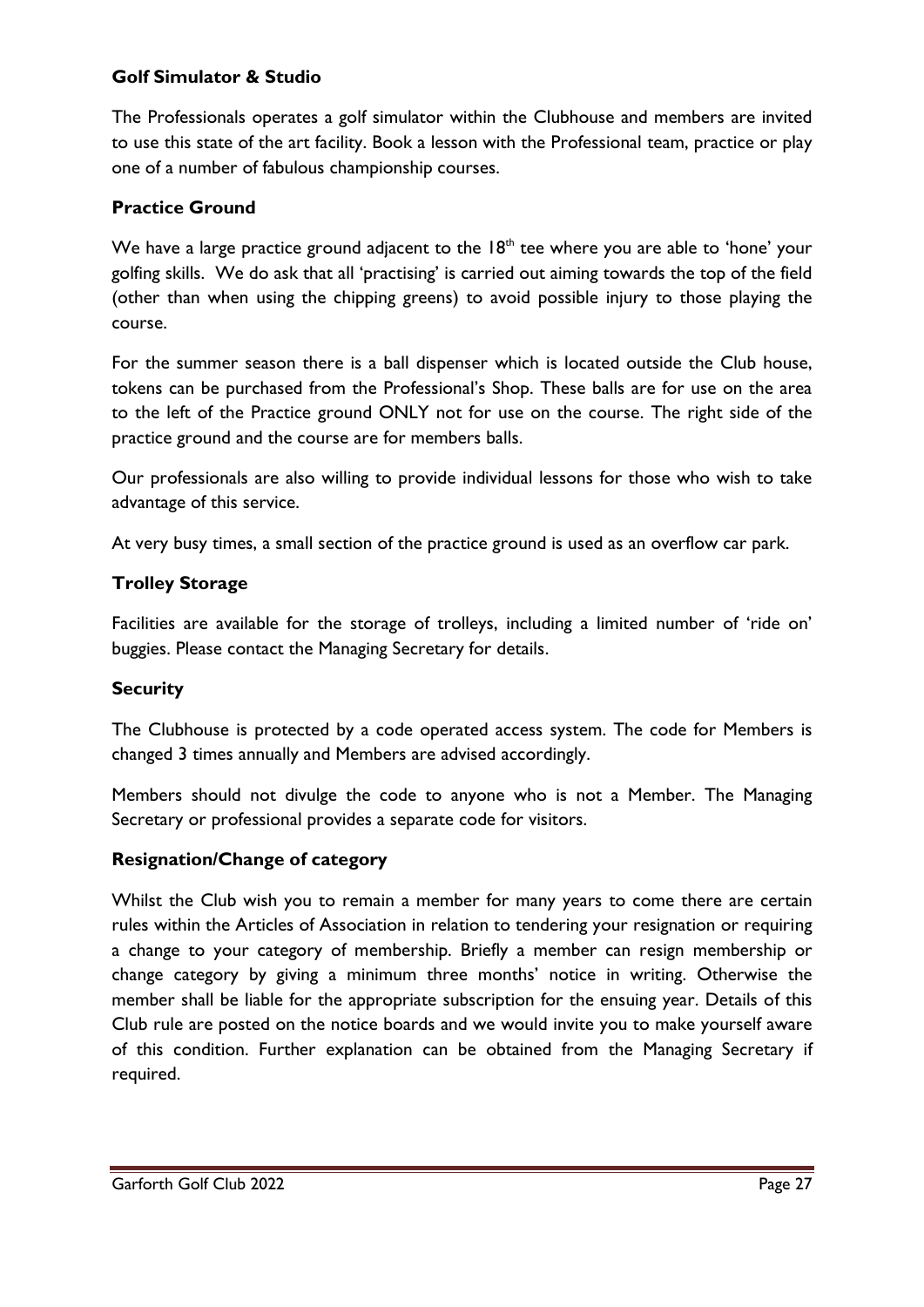## Golf Simulator & Studio

The Professionals operates a golf simulator within the Clubhouse and members are invited to use this state of the art facility. Book a lesson with the Professional team, practice or play one of a number of fabulous championship courses.

## Practice Ground

We have a large practice ground adjacent to the 18th tee where you are able to 'hone' your golfing skills. We do ask that all 'practising' is carried out aiming towards the top of the field (other than when using the chipping greens) to avoid possible injury to those playing the course.

For the summer season there is a ball dispenser which is located outside the Club house, tokens can be purchased from the Professional's Shop. These balls are for use on the area to the left of the Practice ground ONLY not for use on the course. The right side of the practice ground and the course are for members balls.

Our professionals are also willing to provide individual lessons for those who wish to take advantage of this service.

At very busy times, a small section of the practice ground is used as an overflow car park.

## Trolley Storage

Facilities are available for the storage of trolleys, including a limited number of 'ride on' buggies. Please contact the Managing Secretary for details.

## Security

The Clubhouse is protected by a code operated access system. The code for Members is changed 3 times annually and Members are advised accordingly.

Members should not divulge the code to anyone who is not a Member. The Managing Secretary or professional provides a separate code for visitors.

## Resignation/Change of category

Whilst the Club wish you to remain a member for many years to come there are certain rules within the Articles of Association in relation to tendering your resignation or requiring a change to your category of membership. Briefly a member can resign membership or change category by giving a minimum three months' notice in writing. Otherwise the member shall be liable for the appropriate subscription for the ensuing year. Details of this Club rule are posted on the notice boards and we would invite you to make yourself aware of this condition. Further explanation can be obtained from the Managing Secretary if required.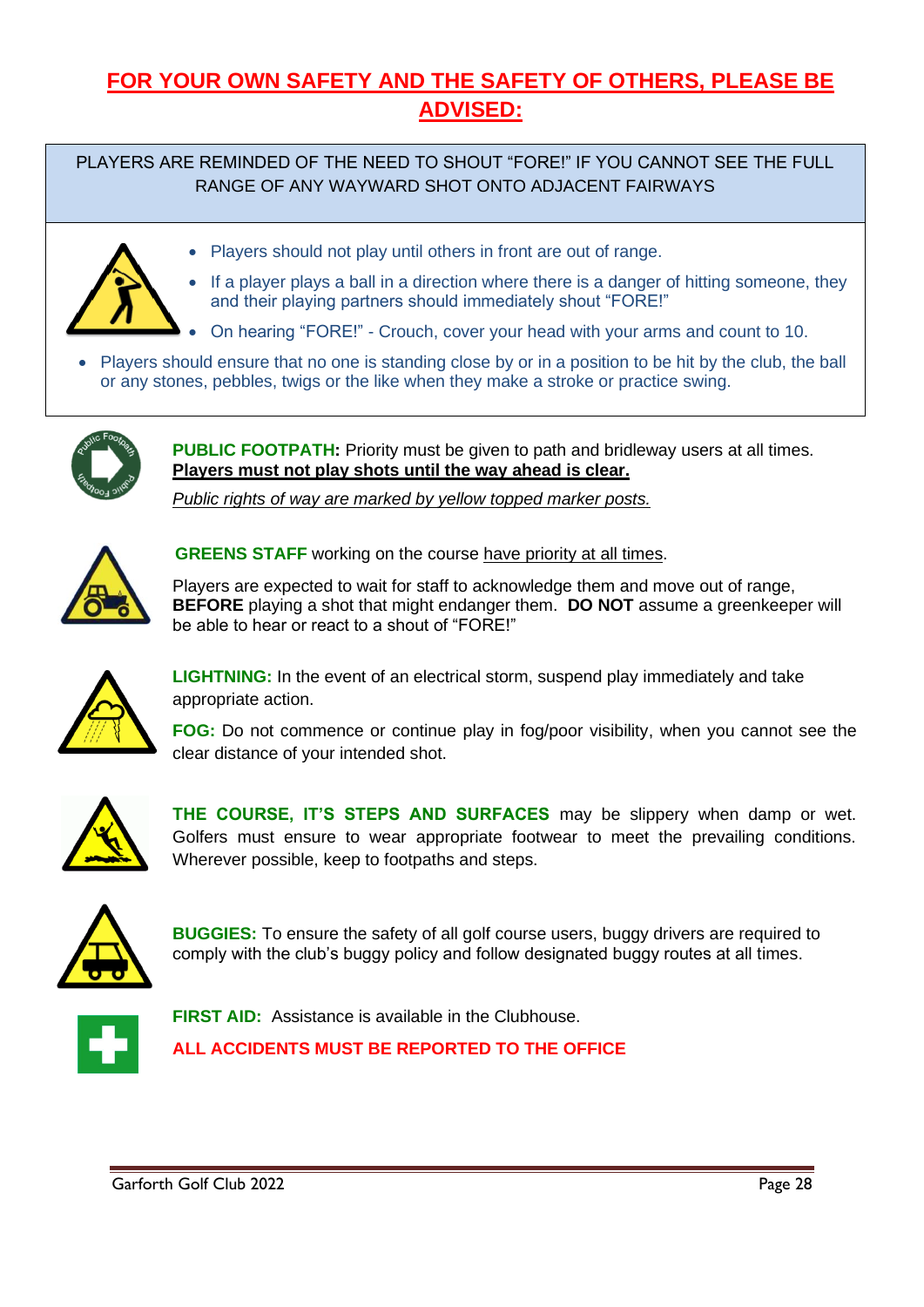# FOR YOUR OWN SAFETY AND THE SAFETY OF OTHERS, PLEASE BE ADVISED:

PLAYERS ARE REMINDED OF THE NEED TO SHOUT "FORE!" IF YOU CANNOT SEE THE FULL RANGE OF ANY WAYWARD SHOT ONTO ADJACENT FAIRWAYS

- Players should not play until others in front are out of range.
- If a player plays a ball in a direction where there is a danger of hitting someone, they and their playing partners should immediately shout "FORE!"
- On hearing "FORE!" - Crouch, cover your head with your arms and count to 10.
- Players should ensure that no one is standing close by or in a position to be hit by the club, the ball or any stones, pebbles, twigs or the like when they make a stroke or practice swing.

**PUBLIC FOOTPATH:** Priority must be given to path and bridleway users at all times. **Players must not play shots until the way ahead is clear.**

*Public rights of way are marked by yellow topped marker posts.*

**GREENS STAFF** working on the course have priority at all times.

Players are expected to wait for staff to acknowledge them and move out of range, **BEFORE** playing a shot that might endanger them. **DO NOT** assume a greenkeeper will be able to hear or react to a shout of "FORE!"

**LIGHTNING:** In the event of an electrical storm, suspend play immediately and take appropriate action.

**FOG:** Do not commence or continue play in fog/poor visibility, when you cannot see the clear distance of your intended shot.

**THE COURSE, IT'S STEPS AND SURFACES** may be slippery when damp or wet. Golfers must ensure to wear appropriate footwear to meet the prevailing conditions. Wherever possible, keep to footpaths and steps.

**BUGGIES:** To ensure the safety of all golf course users, buggy drivers are required to comply with the club's buggy policy and follow designated buggy routes at all times.

**FIRST AID:** Assistance is available in the Clubhouse.

**ALL ACCIDENTS MUST BE REPORTED TO THE OFFICE**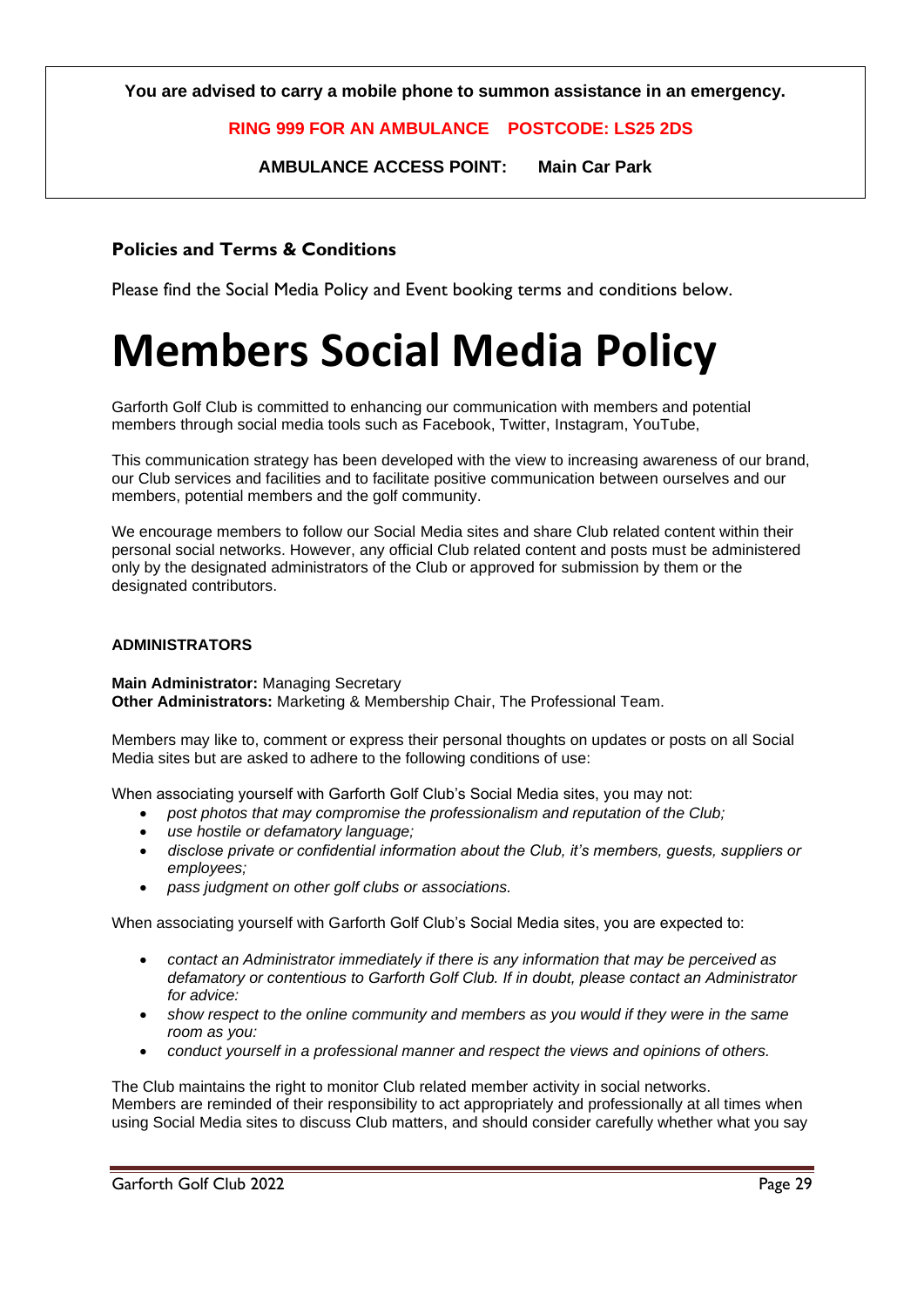**You are advised to carry a mobile phone to summon assistance in an emergency.**

**RING 999 FOR AN AMBULANCE POSTCODE: LS25 2DS**

**AMBULANCE ACCESS POINT: Main Car Park**

### Policies and Terms & Conditions

Please find the Social Media Policy and Event booking terms and conditions below.

# Members Social Media Policy

Garforth Golf Club is committed to enhancing our communication with members and potential members through social media tools such as Facebook, Twitter, Instagram, YouTube,

This communication strategy has been developed with the view to increasing awareness of our brand, our Club services and facilities and to facilitate positive communication between ourselves and our members, potential members and the golf community.

We encourage members to follow our Social Media sites and share Club related content within their personal social networks. However, any official Club related content and posts must be administered only by the designated administrators of the Club or approved for submission by them or the designated contributors.

**ADMINISTRATORS**

**Main Administrator:** Managing Secretary
**Other Administrators:** Marketing & Membership Chair, The Professional Team.

Members may like to, comment or express their personal thoughts on updates or posts on all Social Media sites but are asked to adhere to the following conditions of use:

When associating yourself with Garforth Golf Club's Social Media sites, you may not:

- *post photos that may compromise the professionalism and reputation of the Club;*
- *use hostile or defamatory language;*
- *disclose private or confidential information about the Club, it's members, guests, suppliers or employees;*
- *pass judgment on other golf clubs or associations.*

When associating yourself with Garforth Golf Club's Social Media sites, you are expected to:

- *contact an Administrator immediately if there is any information that may be perceived as defamatory or contentious to Garforth Golf Club. If in doubt, please contact an Administrator for advice:*
- *show respect to the online community and members as you would if they were in the same room as you:*
- *conduct yourself in a professional manner and respect the views and opinions of others.*

The Club maintains the right to monitor Club related member activity in social networks.
Members are reminded of their responsibility to act appropriately and professionally at all times when using Social Media sites to discuss Club matters, and should consider carefully whether what you say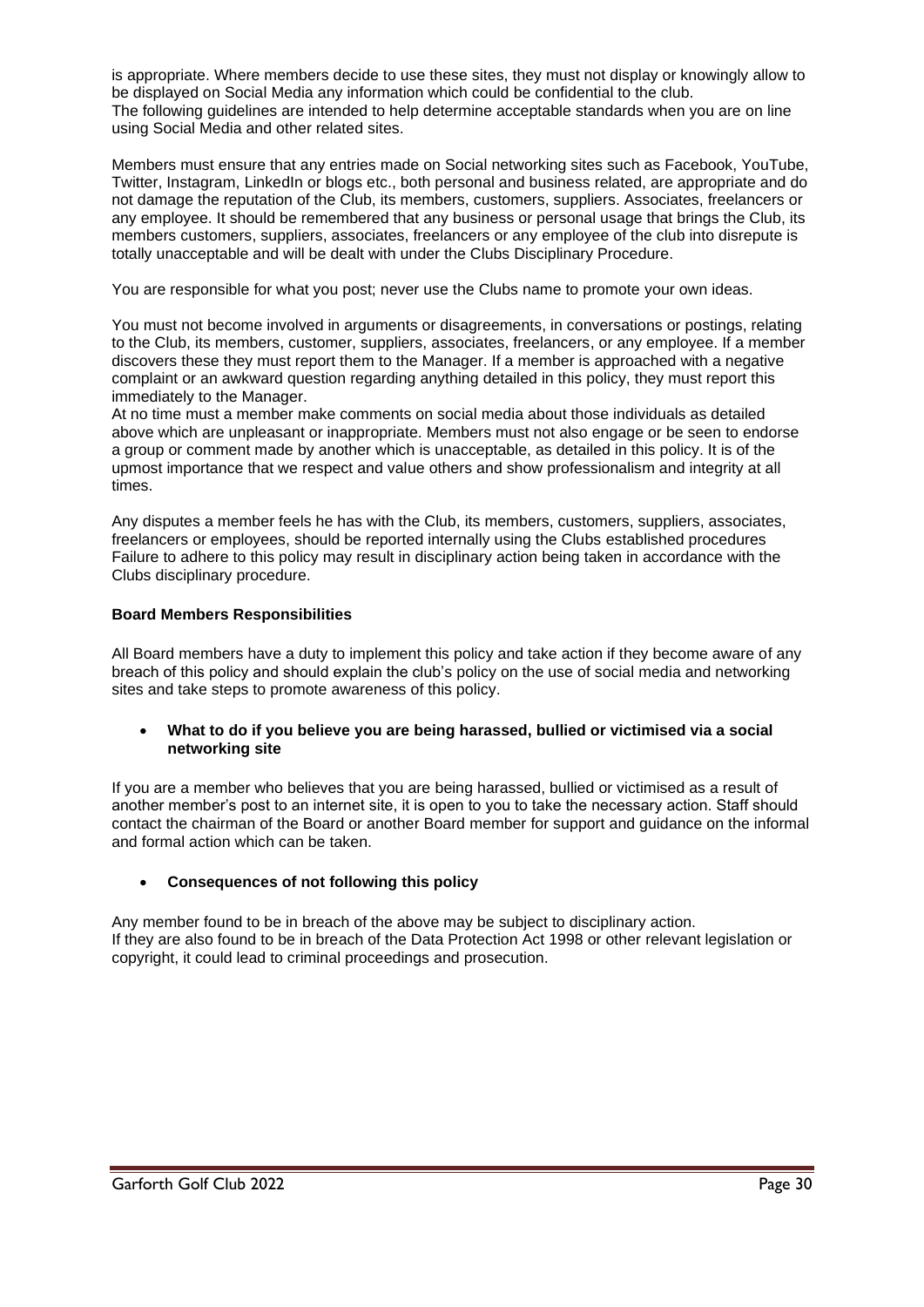is appropriate. Where members decide to use these sites, they must not display or knowingly allow to be displayed on Social Media any information which could be confidential to the club.
The following guidelines are intended to help determine acceptable standards when you are on line using Social Media and other related sites.

Members must ensure that any entries made on Social networking sites such as Facebook, YouTube, Twitter, Instagram, LinkedIn or blogs etc., both personal and business related, are appropriate and do not damage the reputation of the Club, its members, customers, suppliers. Associates, freelancers or any employee. It should be remembered that any business or personal usage that brings the Club, its members customers, suppliers, associates, freelancers or any employee of the club into disrepute is totally unacceptable and will be dealt with under the Clubs Disciplinary Procedure.

You are responsible for what you post; never use the Clubs name to promote your own ideas.

You must not become involved in arguments or disagreements, in conversations or postings, relating to the Club, its members, customer, suppliers, associates, freelancers, or any employee. If a member discovers these they must report them to the Manager. If a member is approached with a negative complaint or an awkward question regarding anything detailed in this policy, they must report this immediately to the Manager.
At no time must a member make comments on social media about those individuals as detailed above which are unpleasant or inappropriate. Members must not also engage or be seen to endorse a group or comment made by another which is unacceptable, as detailed in this policy. It is of the upmost importance that we respect and value others and show professionalism and integrity at all times.

Any disputes a member feels he has with the Club, its members, customers, suppliers, associates, freelancers or employees, should be reported internally using the Clubs established procedures Failure to adhere to this policy may result in disciplinary action being taken in accordance with the Clubs disciplinary procedure.

**Board Members Responsibilities**

All Board members have a duty to implement this policy and take action if they become aware of any breach of this policy and should explain the club's policy on the use of social media and networking sites and take steps to promote awareness of this policy.

- **What to do if you believe you are being harassed, bullied or victimised via a social networking site**

If you are a member who believes that you are being harassed, bullied or victimised as a result of another member's post to an internet site, it is open to you to take the necessary action. Staff should contact the chairman of the Board or another Board member for support and guidance on the informal and formal action which can be taken.

- **Consequences of not following this policy**

Any member found to be in breach of the above may be subject to disciplinary action.
If they are also found to be in breach of the Data Protection Act 1998 or other relevant legislation or copyright, it could lead to criminal proceedings and prosecution.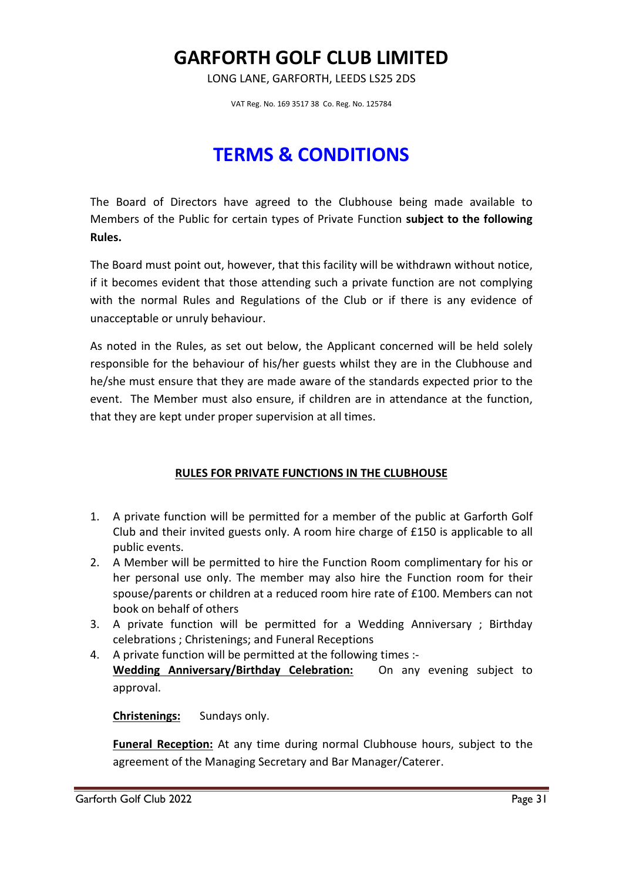# GARFORTH GOLF CLUB LIMITED

LONG LANE, GARFORTH, LEEDS LS25 2DS

VAT Reg. No. 169 3517 38 Co. Reg. No. 125784

# TERMS & CONDITIONS

The Board of Directors have agreed to the Clubhouse being made available to Members of the Public for certain types of Private Function **subject to the following Rules.**

The Board must point out, however, that this facility will be withdrawn without notice, if it becomes evident that those attending such a private function are not complying with the normal Rules and Regulations of the Club or if there is any evidence of unacceptable or unruly behaviour.

As noted in the Rules, as set out below, the Applicant concerned will be held solely responsible for the behaviour of his/her guests whilst they are in the Clubhouse and he/she must ensure that they are made aware of the standards expected prior to the event. The Member must also ensure, if children are in attendance at the function, that they are kept under proper supervision at all times.

## RULES FOR PRIVATE FUNCTIONS IN THE CLUBHOUSE

1. A private function will be permitted for a member of the public at Garforth Golf Club and their invited guests only. A room hire charge of £150 is applicable to all public events.
2. A Member will be permitted to hire the Function Room complimentary for his or her personal use only. The member may also hire the Function room for their spouse/parents or children at a reduced room hire rate of £100. Members can not book on behalf of others
3. A private function will be permitted for a Wedding Anniversary ; Birthday celebrations ; Christenings; and Funeral Receptions
4. A private function will be permitted at the following times :-

   **Wedding Anniversary/Birthday Celebration:** On any evening subject to approval.

   **Christenings:** Sundays only.

   **Funeral Reception:** At any time during normal Clubhouse hours, subject to the agreement of the Managing Secretary and Bar Manager/Caterer.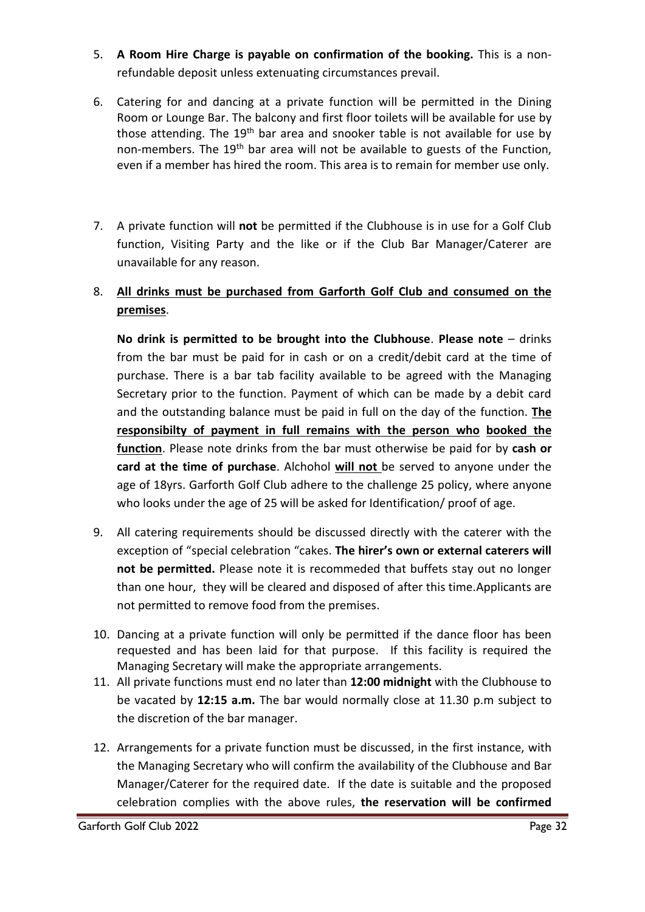5. **A Room Hire Charge is payable on confirmation of the booking.** This is a non-refundable deposit unless extenuating circumstances prevail.

6. Catering for and dancing at a private function will be permitted in the Dining Room or Lounge Bar. The balcony and first floor toilets will be available for use by those attending. The 19th bar area and snooker table is not available for use by non-members. The 19th bar area will not be available to guests of the Function, even if a member has hired the room. This area is to remain for member use only.

7. A private function will **not** be permitted if the Clubhouse is in use for a Golf Club function, Visiting Party and the like or if the Club Bar Manager/Caterer are unavailable for any reason.

8. <u>**All drinks must be purchased from Garforth Golf Club and consumed on the premises**</u>.

   **No drink is permitted to be brought into the Clubhouse**. **Please note** – drinks from the bar must be paid for in cash or on a credit/debit card at the time of purchase. There is a bar tab facility available to be agreed with the Managing Secretary prior to the function. Payment of which can be made by a debit card and the outstanding balance must be paid in full on the day of the function. <u>**The responsibilty of payment in full remains with the person who booked the function**</u>. Please note drinks from the bar must otherwise be paid for by **cash or card at the time of purchase**. Alchohol <u>**will not**</u> be served to anyone under the age of 18yrs. Garforth Golf Club adhere to the challenge 25 policy, where anyone who looks under the age of 25 will be asked for Identification/ proof of age.

9. All catering requirements should be discussed directly with the caterer with the exception of "special celebration "cakes. **The hirer's own or external caterers will not be permitted.** Please note it is recommeded that buffets stay out no longer than one hour, they will be cleared and disposed of after this time.Applicants are not permitted to remove food from the premises.

10. Dancing at a private function will only be permitted if the dance floor has been requested and has been laid for that purpose. If this facility is required the Managing Secretary will make the appropriate arrangements.

11. All private functions must end no later than **12:00 midnight** with the Clubhouse to be vacated by **12:15 a.m.** The bar would normally close at 11.30 p.m subject to the discretion of the bar manager.

12. Arrangements for a private function must be discussed, in the first instance, with the Managing Secretary who will confirm the availability of the Clubhouse and Bar Manager/Caterer for the required date. If the date is suitable and the proposed celebration complies with the above rules, **the reservation will be confirmed**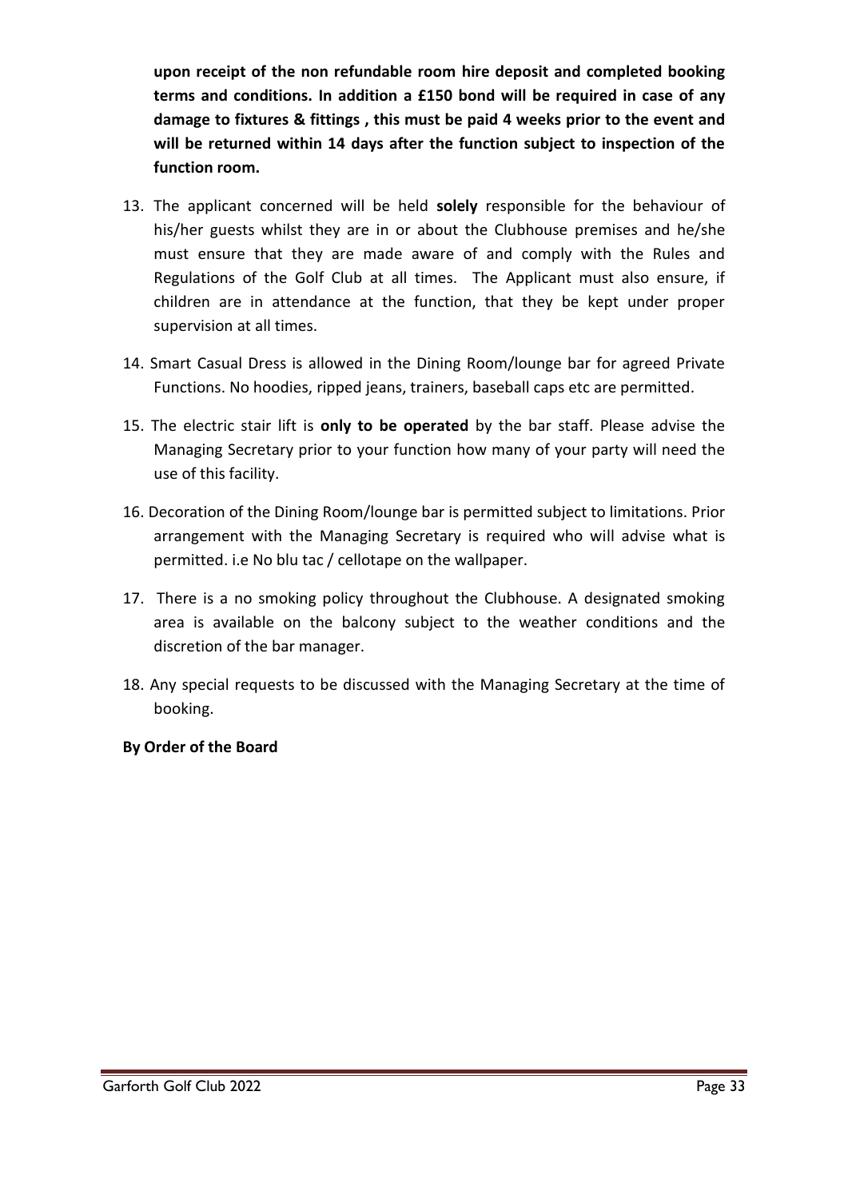**upon receipt of the non refundable room hire deposit and completed booking terms and conditions. In addition a £150 bond will be required in case of any damage to fixtures & fittings , this must be paid 4 weeks prior to the event and will be returned within 14 days after the function subject to inspection of the function room.**

13. The applicant concerned will be held **solely** responsible for the behaviour of his/her guests whilst they are in or about the Clubhouse premises and he/she must ensure that they are made aware of and comply with the Rules and Regulations of the Golf Club at all times. The Applicant must also ensure, if children are in attendance at the function, that they be kept under proper supervision at all times.

14. Smart Casual Dress is allowed in the Dining Room/lounge bar for agreed Private Functions. No hoodies, ripped jeans, trainers, baseball caps etc are permitted.

15. The electric stair lift is **only to be operated** by the bar staff. Please advise the Managing Secretary prior to your function how many of your party will need the use of this facility.

16. Decoration of the Dining Room/lounge bar is permitted subject to limitations. Prior arrangement with the Managing Secretary is required who will advise what is permitted. i.e No blu tac / cellotape on the wallpaper.

17. There is a no smoking policy throughout the Clubhouse. A designated smoking area is available on the balcony subject to the weather conditions and the discretion of the bar manager.

18. Any special requests to be discussed with the Managing Secretary at the time of booking.

**By Order of the Board**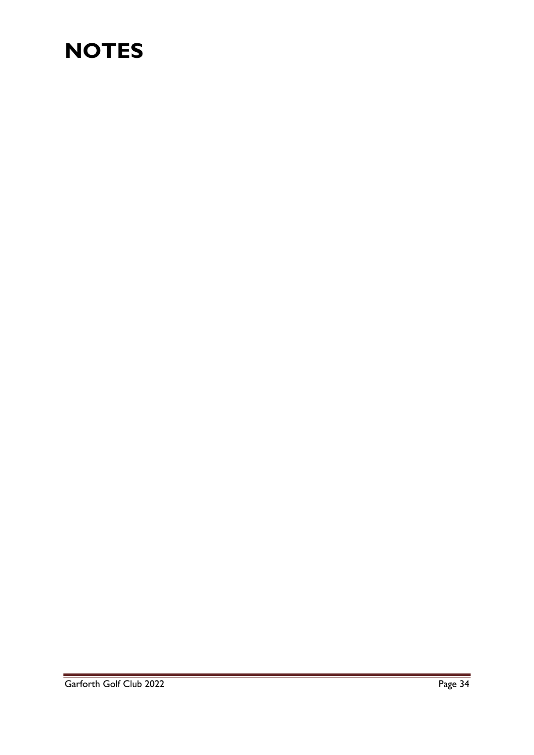# NOTES